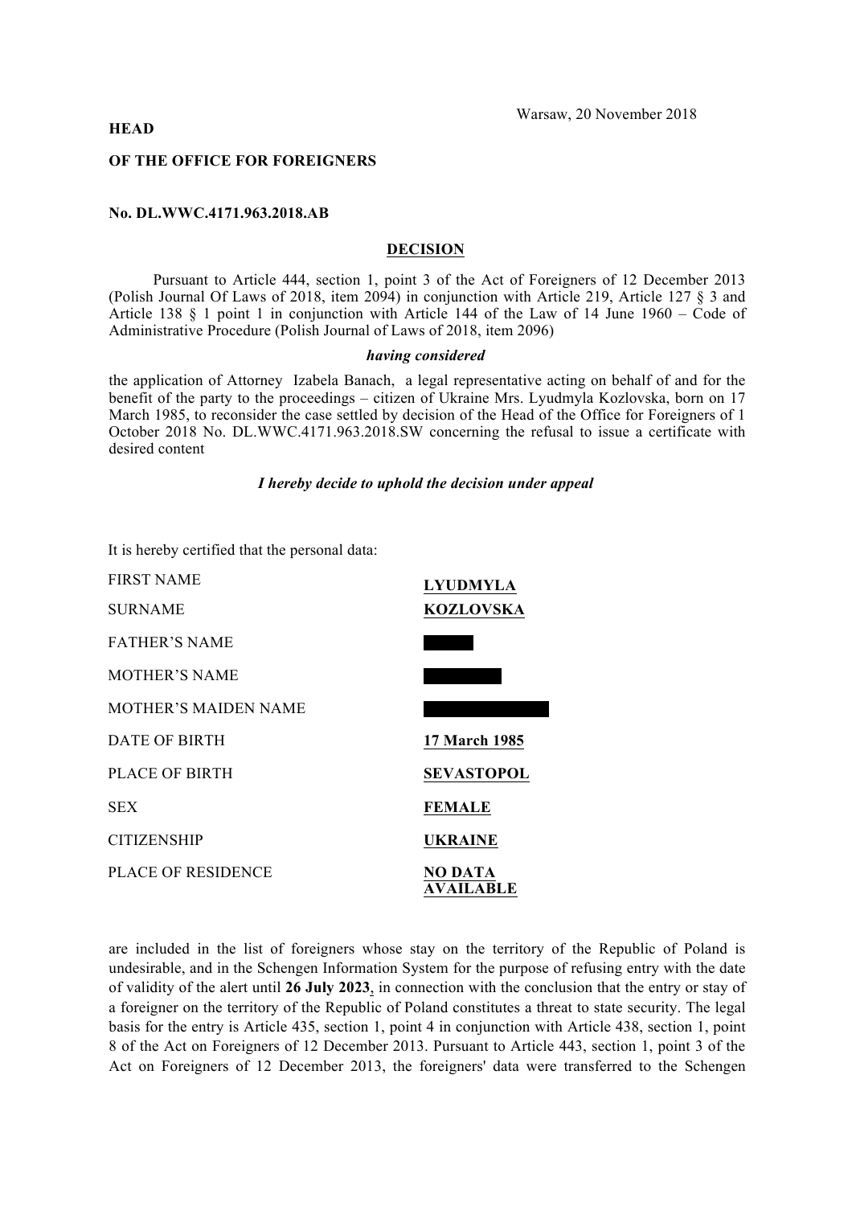Warsaw, 20 November 2018

**HEAD**

**OF THE OFFICE FOR FOREIGNERS**

**No. DL.WWC.4171.963.2018.AB**

**DECISION**

Pursuant to Article 444, section 1, point 3 of the Act of Foreigners of 12 December 2013 (Polish Journal Of Laws of 2018, item 2094) in conjunction with Article 219, Article 127 § 3 and Article 138 § 1 point 1 in conjunction with Article 144 of the Law of 14 June 1960 – Code of Administrative Procedure (Polish Journal of Laws of 2018, item 2096)

***having considered***

the application of Attorney Izabela Banach, a legal representative acting on behalf of and for the benefit of the party to the proceedings – citizen of Ukraine Mrs. Lyudmyla Kozlovska, born on 17 March 1985, to reconsider the case settled by decision of the Head of the Office for Foreigners of 1 October 2018 No. DL.WWC.4171.963.2018.SW concerning the refusal to issue a certificate with desired content

***I hereby decide to uphold the decision under appeal***

It is hereby certified that the personal data:

| | |
|---|---|
| FIRST NAME | **LYUDMYLA** |
| SURNAME | **KOZLOVSKA** |
| FATHER'S NAME | ████ |
| MOTHER'S NAME | ██████ |
| MOTHER'S MAIDEN NAME | ██████████ |
| DATE OF BIRTH | **17 March 1985** |
| PLACE OF BIRTH | **SEVASTOPOL** |
| SEX | **FEMALE** |
| CITIZENSHIP | **UKRAINE** |
| PLACE OF RESIDENCE | **NO DATA AVAILABLE** |

are included in the list of foreigners whose stay on the territory of the Republic of Poland is undesirable, and in the Schengen Information System for the purpose of refusing entry with the date of validity of the alert until **26 July 2023**, in connection with the conclusion that the entry or stay of a foreigner on the territory of the Republic of Poland constitutes a threat to state security. The legal basis for the entry is Article 435, section 1, point 4 in conjunction with Article 438, section 1, point 8 of the Act on Foreigners of 12 December 2013. Pursuant to Article 443, section 1, point 3 of the Act on Foreigners of 12 December 2013, the foreigners' data were transferred to the Schengen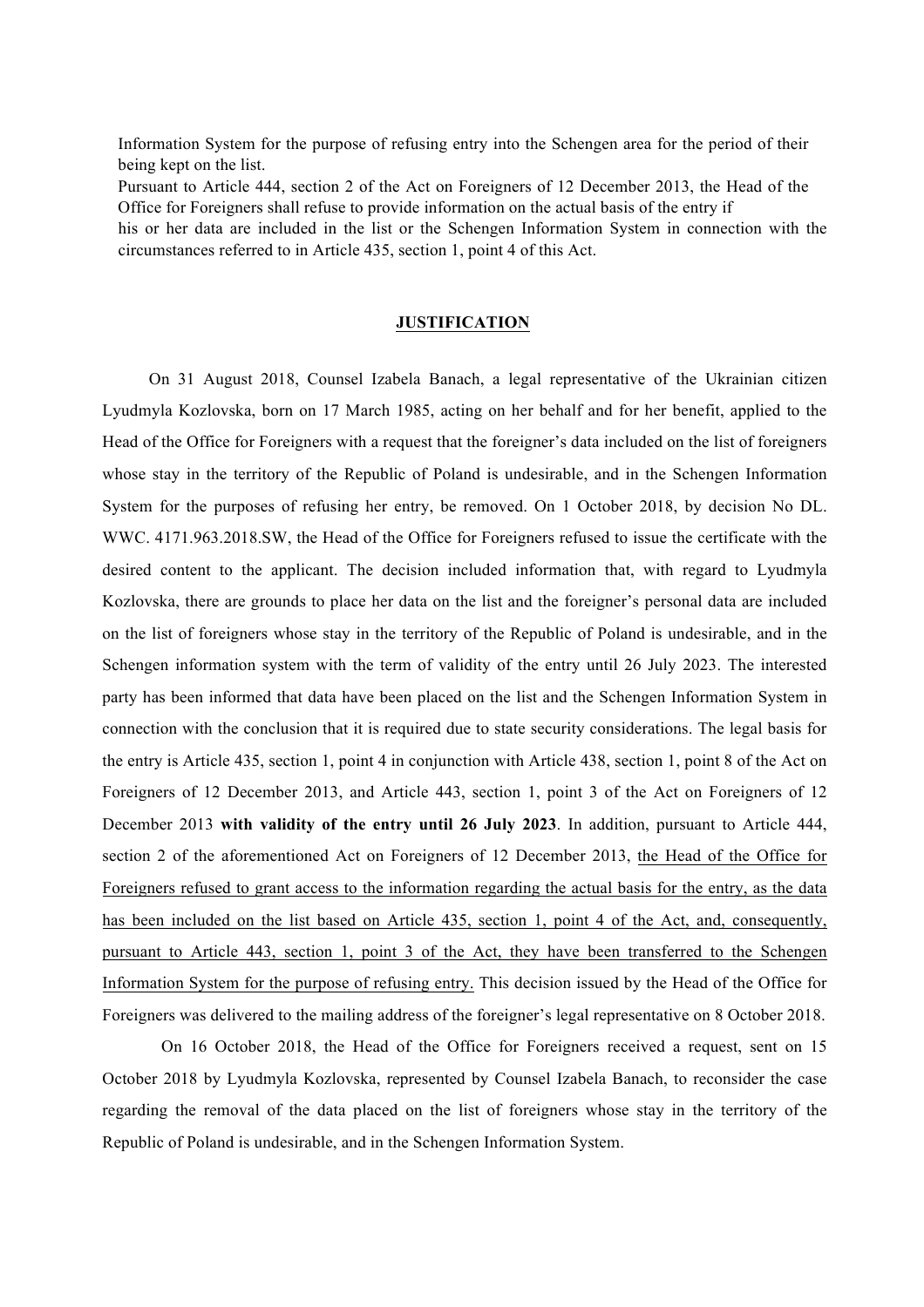Information System for the purpose of refusing entry into the Schengen area for the period of their being kept on the list.
Pursuant to Article 444, section 2 of the Act on Foreigners of 12 December 2013, the Head of the Office for Foreigners shall refuse to provide information on the actual basis of the entry if his or her data are included in the list or the Schengen Information System in connection with the circumstances referred to in Article 435, section 1, point 4 of this Act.

## JUSTIFICATION

On 31 August 2018, Counsel Izabela Banach, a legal representative of the Ukrainian citizen Lyudmyla Kozlovska, born on 17 March 1985, acting on her behalf and for her benefit, applied to the Head of the Office for Foreigners with a request that the foreigner's data included on the list of foreigners whose stay in the territory of the Republic of Poland is undesirable, and in the Schengen Information System for the purposes of refusing her entry, be removed. On 1 October 2018, by decision No DL. WWC. 4171.963.2018.SW, the Head of the Office for Foreigners refused to issue the certificate with the desired content to the applicant. The decision included information that, with regard to Lyudmyla Kozlovska, there are grounds to place her data on the list and the foreigner's personal data are included on the list of foreigners whose stay in the territory of the Republic of Poland is undesirable, and in the Schengen information system with the term of validity of the entry until 26 July 2023. The interested party has been informed that data have been placed on the list and the Schengen Information System in connection with the conclusion that it is required due to state security considerations. The legal basis for the entry is Article 435, section 1, point 4 in conjunction with Article 438, section 1, point 8 of the Act on Foreigners of 12 December 2013, and Article 443, section 1, point 3 of the Act on Foreigners of 12 December 2013 **with validity of the entry until 26 July 2023**. In addition, pursuant to Article 444, section 2 of the aforementioned Act on Foreigners of 12 December 2013, the Head of the Office for Foreigners refused to grant access to the information regarding the actual basis for the entry, as the data has been included on the list based on Article 435, section 1, point 4 of the Act, and, consequently, pursuant to Article 443, section 1, point 3 of the Act, they have been transferred to the Schengen Information System for the purpose of refusing entry. This decision issued by the Head of the Office for Foreigners was delivered to the mailing address of the foreigner's legal representative on 8 October 2018.

On 16 October 2018, the Head of the Office for Foreigners received a request, sent on 15 October 2018 by Lyudmyla Kozlovska, represented by Counsel Izabela Banach, to reconsider the case regarding the removal of the data placed on the list of foreigners whose stay in the territory of the Republic of Poland is undesirable, and in the Schengen Information System.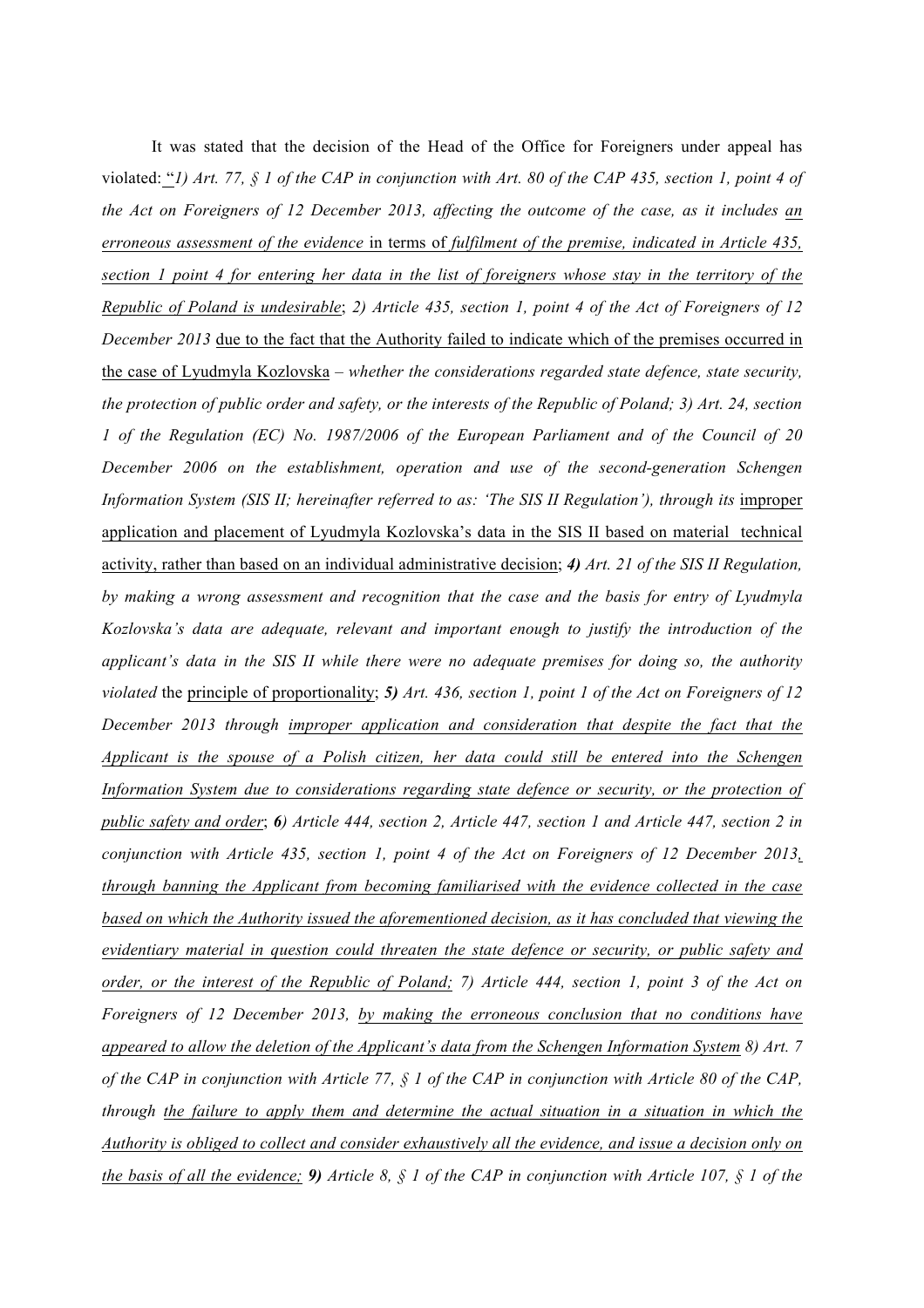It was stated that the decision of the Head of the Office for Foreigners under appeal has violated: "*1) Art. 77, § 1 of the CAP in conjunction with Art. 80 of the CAP 435, section 1, point 4 of the Act on Foreigners of 12 December 2013, affecting the outcome of the case, as it includes an erroneous assessment of the evidence* in terms of *fulfilment of the premise, indicated in Article 435, section 1 point 4 for entering her data in the list of foreigners whose stay in the territory of the Republic of Poland is undesirable*; *2) Article 435, section 1, point 4 of the Act of Foreigners of 12 December 2013* due to the fact that the Authority failed to indicate which of the premises occurred in the case of Lyudmyla Kozlovska – *whether the considerations regarded state defence, state security, the protection of public order and safety, or the interests of the Republic of Poland; 3) Art. 24, section 1 of the Regulation (EC) No. 1987/2006 of the European Parliament and of the Council of 20 December 2006 on the establishment, operation and use of the second-generation Schengen Information System (SIS II; hereinafter referred to as: 'The SIS II Regulation'), through its* improper application and placement of Lyudmyla Kozlovska's data in the SIS II based on material technical activity, rather than based on an individual administrative decision; ***4)*** *Art. 21 of the SIS II Regulation, by making a wrong assessment and recognition that the case and the basis for entry of Lyudmyla Kozlovska's data are adequate, relevant and important enough to justify the introduction of the applicant's data in the SIS II while there were no adequate premises for doing so, the authority violated* the principle of proportionality; ***5)*** *Art. 436, section 1, point 1 of the Act on Foreigners of 12 December 2013 through improper application and consideration that despite the fact that the Applicant is the spouse of a Polish citizen, her data could still be entered into the Schengen Information System due to considerations regarding state defence or security, or the protection of public safety and order*; ***6)*** *Article 444, section 2, Article 447, section 1 and Article 447, section 2 in conjunction with Article 435, section 1, point 4 of the Act on Foreigners of 12 December 2013, through banning the Applicant from becoming familiarised with the evidence collected in the case based on which the Authority issued the aforementioned decision, as it has concluded that viewing the evidentiary material in question could threaten the state defence or security, or public safety and order, or the interest of the Republic of Poland; 7) Article 444, section 1, point 3 of the Act on Foreigners of 12 December 2013, by making the erroneous conclusion that no conditions have appeared to allow the deletion of the Applicant's data from the Schengen Information System 8) Art. 7 of the CAP in conjunction with Article 77, § 1 of the CAP in conjunction with Article 80 of the CAP, through the failure to apply them and determine the actual situation in a situation in which the Authority is obliged to collect and consider exhaustively all the evidence, and issue a decision only on the basis of all the evidence;* ***9)*** *Article 8, § 1 of the CAP in conjunction with Article 107, § 1 of the*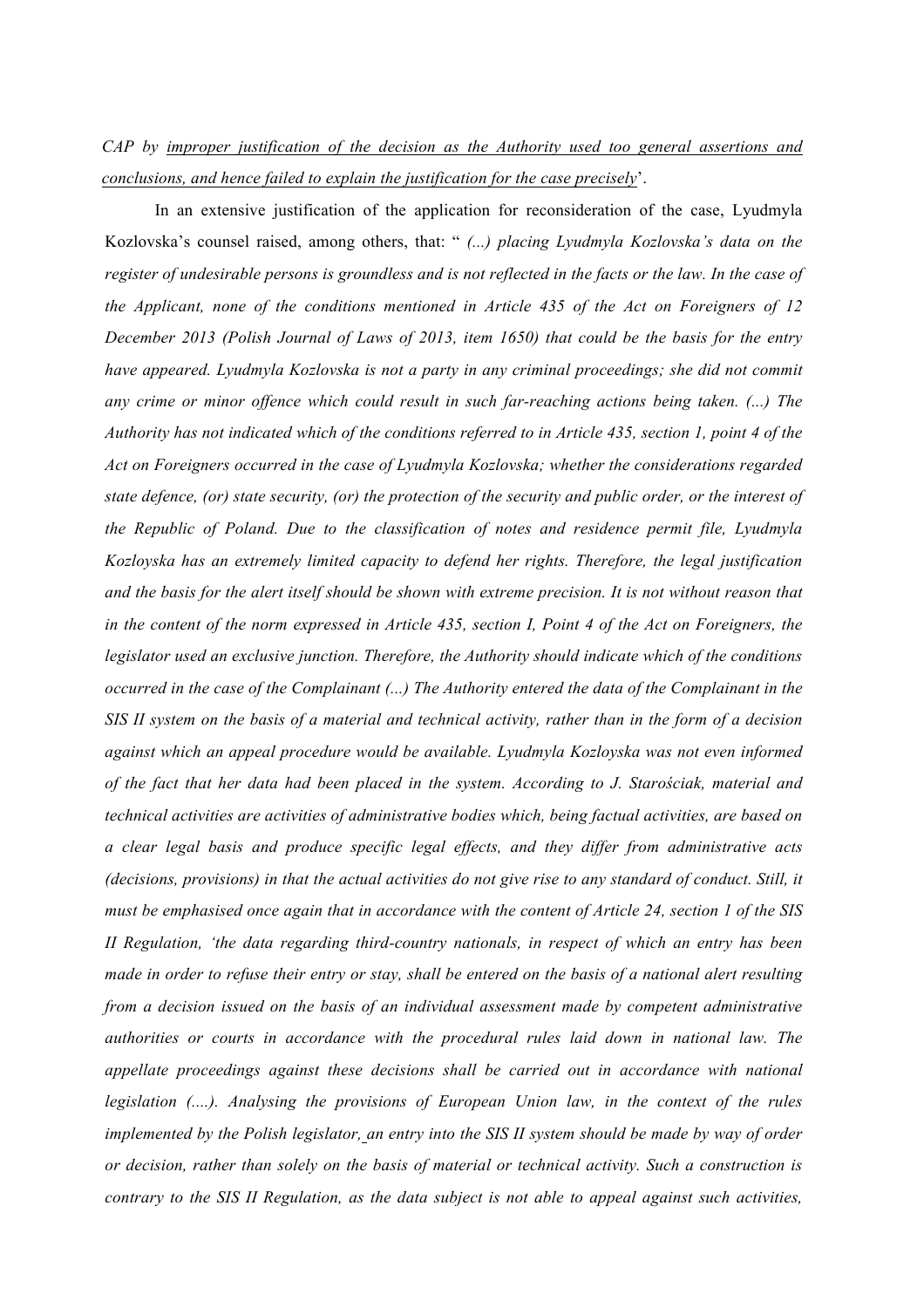*CAP by <u>improper justification of the decision as the Authority used too general assertions and conclusions, and hence failed to explain the justification for the case precisely</u>*'.

In an extensive justification of the application for reconsideration of the case, Lyudmyla Kozlovska's counsel raised, among others, that: " *(...) placing Lyudmyla Kozlovska's data on the register of undesirable persons is groundless and is not reflected in the facts or the law. In the case of the Applicant, none of the conditions mentioned in Article 435 of the Act on Foreigners of 12 December 2013 (Polish Journal of Laws of 2013, item 1650) that could be the basis for the entry have appeared. Lyudmyla Kozlovska is not a party in any criminal proceedings; she did not commit any crime or minor offence which could result in such far-reaching actions being taken. (...) The Authority has not indicated which of the conditions referred to in Article 435, section 1, point 4 of the Act on Foreigners occurred in the case of Lyudmyla Kozlovska; whether the considerations regarded state defence, (or) state security, (or) the protection of the security and public order, or the interest of the Republic of Poland. Due to the classification of notes and residence permit file, Lyudmyla Kozloyska has an extremely limited capacity to defend her rights. Therefore, the legal justification and the basis for the alert itself should be shown with extreme precision. It is not without reason that in the content of the norm expressed in Article 435, section I, Point 4 of the Act on Foreigners, the legislator used an exclusive junction. Therefore, the Authority should indicate which of the conditions occurred in the case of the Complainant (...) The Authority entered the data of the Complainant in the SIS II system on the basis of a material and technical activity, rather than in the form of a decision against which an appeal procedure would be available. Lyudmyla Kozloyska was not even informed of the fact that her data had been placed in the system. According to J. Starościak, material and technical activities are activities of administrative bodies which, being factual activities, are based on a clear legal basis and produce specific legal effects, and they differ from administrative acts (decisions, provisions) in that the actual activities do not give rise to any standard of conduct. Still, it must be emphasised once again that in accordance with the content of Article 24, section 1 of the SIS II Regulation, 'the data regarding third-country nationals, in respect of which an entry has been made in order to refuse their entry or stay, shall be entered on the basis of a national alert resulting from a decision issued on the basis of an individual assessment made by competent administrative authorities or courts in accordance with the procedural rules laid down in national law. The appellate proceedings against these decisions shall be carried out in accordance with national legislation (....). Analysing the provisions of European Union law, in the context of the rules implemented by the Polish legislator, an entry into the SIS II system should be made by way of order or decision, rather than solely on the basis of material or technical activity. Such a construction is contrary to the SIS II Regulation, as the data subject is not able to appeal against such activities,*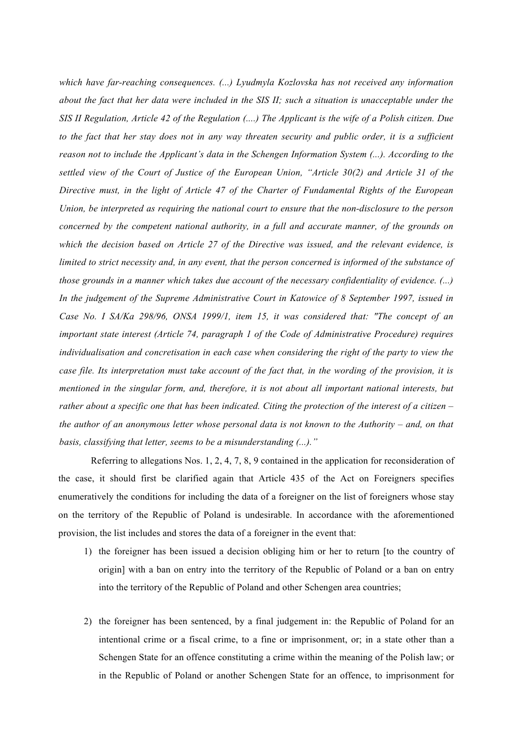*which have far-reaching consequences. (...) Lyudmyla Kozlovska has not received any information about the fact that her data were included in the SIS II; such a situation is unacceptable under the SIS II Regulation, Article 42 of the Regulation (....) The Applicant is the wife of a Polish citizen. Due to the fact that her stay does not in any way threaten security and public order, it is a sufficient reason not to include the Applicant's data in the Schengen Information System (...). According to the settled view of the Court of Justice of the European Union, "Article 30(2) and Article 31 of the Directive must, in the light of Article 47 of the Charter of Fundamental Rights of the European Union, be interpreted as requiring the national court to ensure that the non-disclosure to the person concerned by the competent national authority, in a full and accurate manner, of the grounds on which the decision based on Article 27 of the Directive was issued, and the relevant evidence, is limited to strict necessity and, in any event, that the person concerned is informed of the substance of those grounds in a manner which takes due account of the necessary confidentiality of evidence. (...) In the judgement of the Supreme Administrative Court in Katowice of 8 September 1997, issued in Case No. I SA/Ka 298/96, ONSA 1999/1, item 15, it was considered that: "The concept of an important state interest (Article 74, paragraph 1 of the Code of Administrative Procedure) requires individualisation and concretisation in each case when considering the right of the party to view the case file. Its interpretation must take account of the fact that, in the wording of the provision, it is mentioned in the singular form, and, therefore, it is not about all important national interests, but rather about a specific one that has been indicated. Citing the protection of the interest of a citizen – the author of an anonymous letter whose personal data is not known to the Authority – and, on that basis, classifying that letter, seems to be a misunderstanding (...)."*

Referring to allegations Nos. 1, 2, 4, 7, 8, 9 contained in the application for reconsideration of the case, it should first be clarified again that Article 435 of the Act on Foreigners specifies enumeratively the conditions for including the data of a foreigner on the list of foreigners whose stay on the territory of the Republic of Poland is undesirable. In accordance with the aforementioned provision, the list includes and stores the data of a foreigner in the event that:

1) the foreigner has been issued a decision obliging him or her to return [to the country of origin] with a ban on entry into the territory of the Republic of Poland or a ban on entry into the territory of the Republic of Poland and other Schengen area countries;

2) the foreigner has been sentenced, by a final judgement in: the Republic of Poland for an intentional crime or a fiscal crime, to a fine or imprisonment, or; in a state other than a Schengen State for an offence constituting a crime within the meaning of the Polish law; or in the Republic of Poland or another Schengen State for an offence, to imprisonment for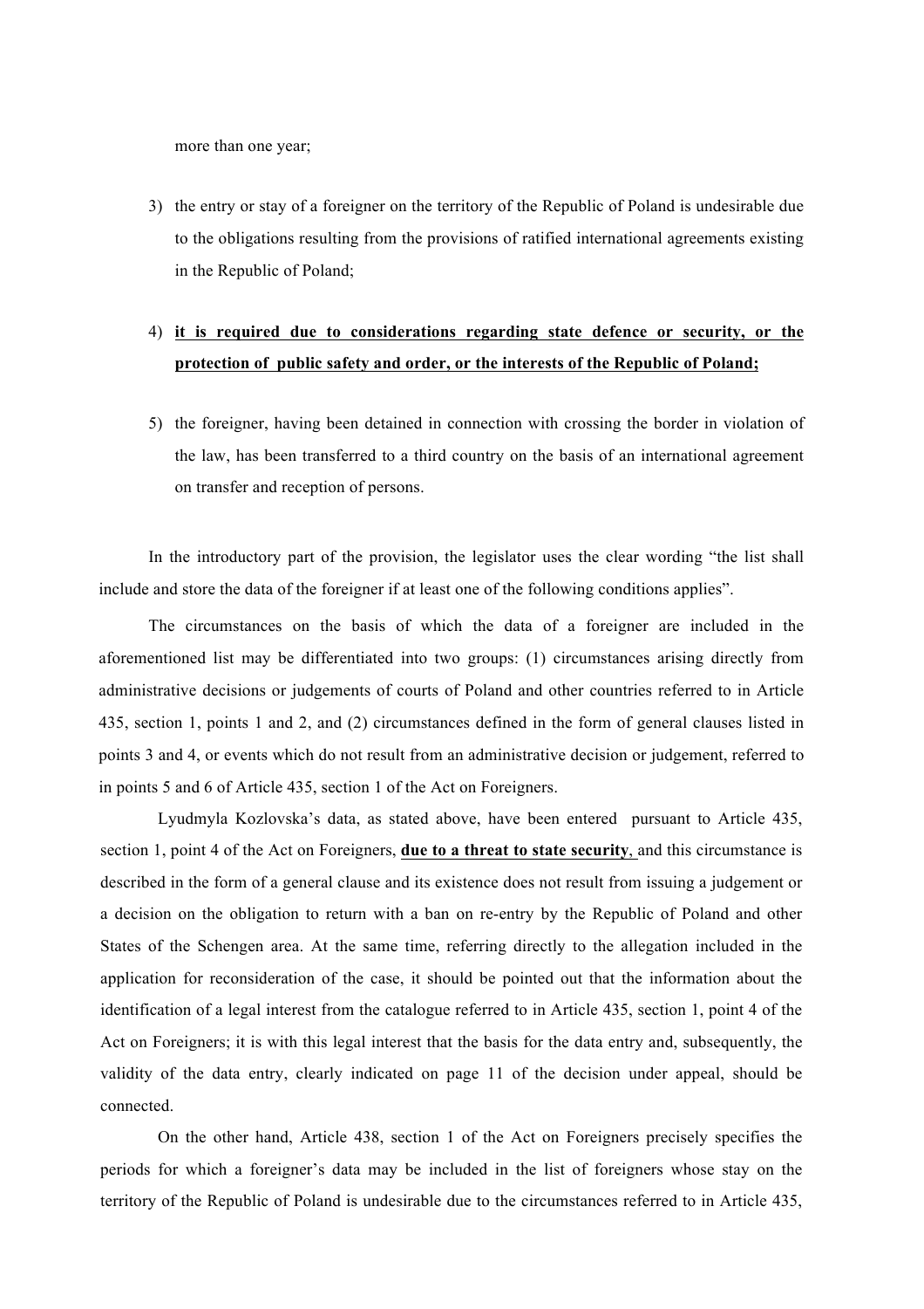more than one year;

3) the entry or stay of a foreigner on the territory of the Republic of Poland is undesirable due to the obligations resulting from the provisions of ratified international agreements existing in the Republic of Poland;

4) **it is required due to considerations regarding state defence or security, or the protection of public safety and order, or the interests of the Republic of Poland;**

5) the foreigner, having been detained in connection with crossing the border in violation of the law, has been transferred to a third country on the basis of an international agreement on transfer and reception of persons.

In the introductory part of the provision, the legislator uses the clear wording "the list shall include and store the data of the foreigner if at least one of the following conditions applies".

The circumstances on the basis of which the data of a foreigner are included in the aforementioned list may be differentiated into two groups: (1) circumstances arising directly from administrative decisions or judgements of courts of Poland and other countries referred to in Article 435, section 1, points 1 and 2, and (2) circumstances defined in the form of general clauses listed in points 3 and 4, or events which do not result from an administrative decision or judgement, referred to in points 5 and 6 of Article 435, section 1 of the Act on Foreigners.

Lyudmyla Kozlovska's data, as stated above, have been entered pursuant to Article 435, section 1, point 4 of the Act on Foreigners, **due to a threat to state security**, and this circumstance is described in the form of a general clause and its existence does not result from issuing a judgement or a decision on the obligation to return with a ban on re-entry by the Republic of Poland and other States of the Schengen area. At the same time, referring directly to the allegation included in the application for reconsideration of the case, it should be pointed out that the information about the identification of a legal interest from the catalogue referred to in Article 435, section 1, point 4 of the Act on Foreigners; it is with this legal interest that the basis for the data entry and, subsequently, the validity of the data entry, clearly indicated on page 11 of the decision under appeal, should be connected.

On the other hand, Article 438, section 1 of the Act on Foreigners precisely specifies the periods for which a foreigner's data may be included in the list of foreigners whose stay on the territory of the Republic of Poland is undesirable due to the circumstances referred to in Article 435,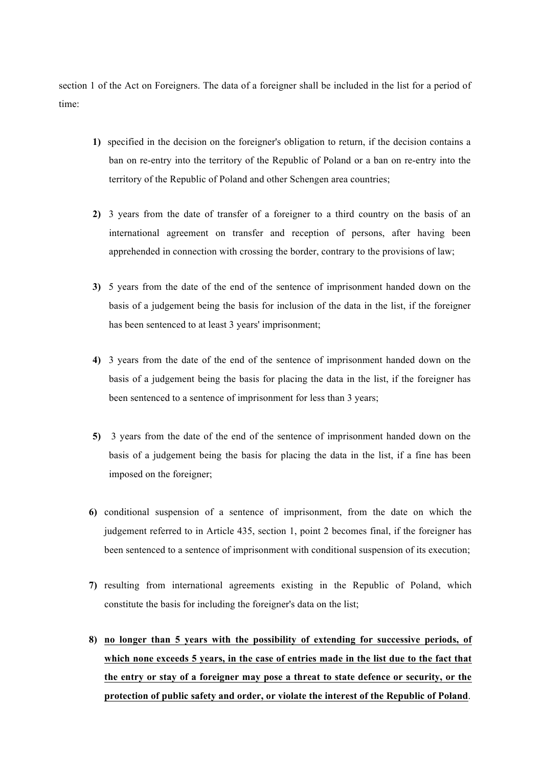section 1 of the Act on Foreigners. The data of a foreigner shall be included in the list for a period of time:

1) specified in the decision on the foreigner's obligation to return, if the decision contains a ban on re-entry into the territory of the Republic of Poland or a ban on re-entry into the territory of the Republic of Poland and other Schengen area countries;

2) 3 years from the date of transfer of a foreigner to a third country on the basis of an international agreement on transfer and reception of persons, after having been apprehended in connection with crossing the border, contrary to the provisions of law;

3) 5 years from the date of the end of the sentence of imprisonment handed down on the basis of a judgement being the basis for inclusion of the data in the list, if the foreigner has been sentenced to at least 3 years' imprisonment;

4) 3 years from the date of the end of the sentence of imprisonment handed down on the basis of a judgement being the basis for placing the data in the list, if the foreigner has been sentenced to a sentence of imprisonment for less than 3 years;

5) 3 years from the date of the end of the sentence of imprisonment handed down on the basis of a judgement being the basis for placing the data in the list, if a fine has been imposed on the foreigner;

6) conditional suspension of a sentence of imprisonment, from the date on which the judgement referred to in Article 435, section 1, point 2 becomes final, if the foreigner has been sentenced to a sentence of imprisonment with conditional suspension of its execution;

7) resulting from international agreements existing in the Republic of Poland, which constitute the basis for including the foreigner's data on the list;

8) **no longer than 5 years with the possibility of extending for successive periods, of which none exceeds 5 years, in the case of entries made in the list due to the fact that the entry or stay of a foreigner may pose a threat to state defence or security, or the protection of public safety and order, or violate the interest of the Republic of Poland**.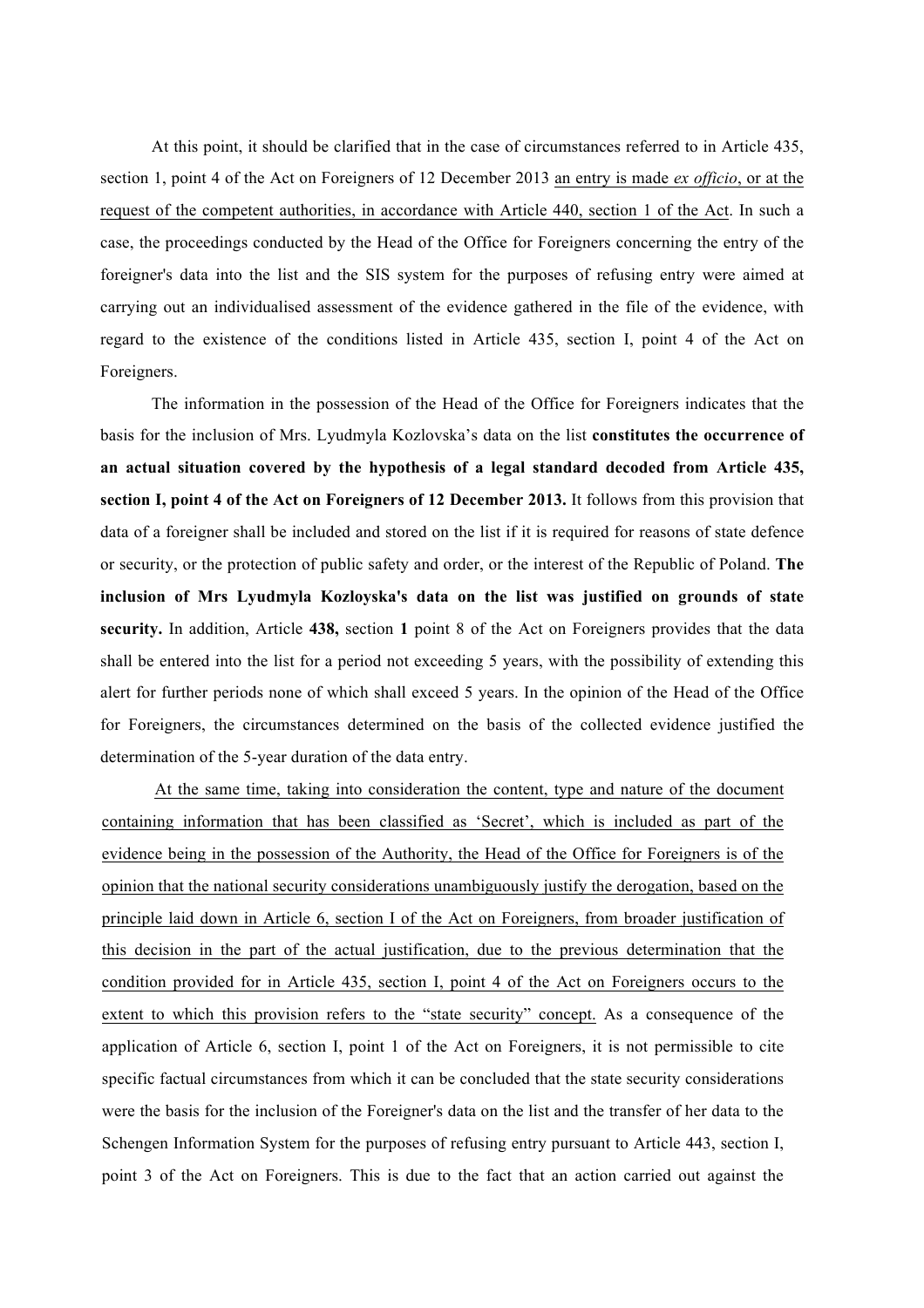At this point, it should be clarified that in the case of circumstances referred to in Article 435, section 1, point 4 of the Act on Foreigners of 12 December 2013 <u>an entry is made *ex officio*, or at the request of the competent authorities, in accordance with Article 440, section 1 of the Act</u>. In such a case, the proceedings conducted by the Head of the Office for Foreigners concerning the entry of the foreigner's data into the list and the SIS system for the purposes of refusing entry were aimed at carrying out an individualised assessment of the evidence gathered in the file of the evidence, with regard to the existence of the conditions listed in Article 435, section I, point 4 of the Act on Foreigners.

The information in the possession of the Head of the Office for Foreigners indicates that the basis for the inclusion of Mrs. Lyudmyla Kozlovska's data on the list **constitutes the occurrence of an actual situation covered by the hypothesis of a legal standard decoded from Article 435, section I, point 4 of the Act on Foreigners of 12 December 2013.** It follows from this provision that data of a foreigner shall be included and stored on the list if it is required for reasons of state defence or security, or the protection of public safety and order, or the interest of the Republic of Poland. **The inclusion of Mrs Lyudmyla Kozloyska's data on the list was justified on grounds of state security.** In addition, Article **438,** section **1** point 8 of the Act on Foreigners provides that the data shall be entered into the list for a period not exceeding 5 years, with the possibility of extending this alert for further periods none of which shall exceed 5 years. In the opinion of the Head of the Office for Foreigners, the circumstances determined on the basis of the collected evidence justified the determination of the 5-year duration of the data entry.

<u>At the same time, taking into consideration the content, type and nature of the document containing information that has been classified as 'Secret', which is included as part of the evidence being in the possession of the Authority, the Head of the Office for Foreigners is of the opinion that the national security considerations unambiguously justify the derogation, based on the principle laid down in Article 6, section I of the Act on Foreigners, from broader justification of this decision in the part of the actual justification, due to the previous determination that the condition provided for in Article 435, section I, point 4 of the Act on Foreigners occurs to the extent to which this provision refers to the "state security" concept.</u> As a consequence of the application of Article 6, section I, point 1 of the Act on Foreigners, it is not permissible to cite specific factual circumstances from which it can be concluded that the state security considerations were the basis for the inclusion of the Foreigner's data on the list and the transfer of her data to the Schengen Information System for the purposes of refusing entry pursuant to Article 443, section I, point 3 of the Act on Foreigners. This is due to the fact that an action carried out against the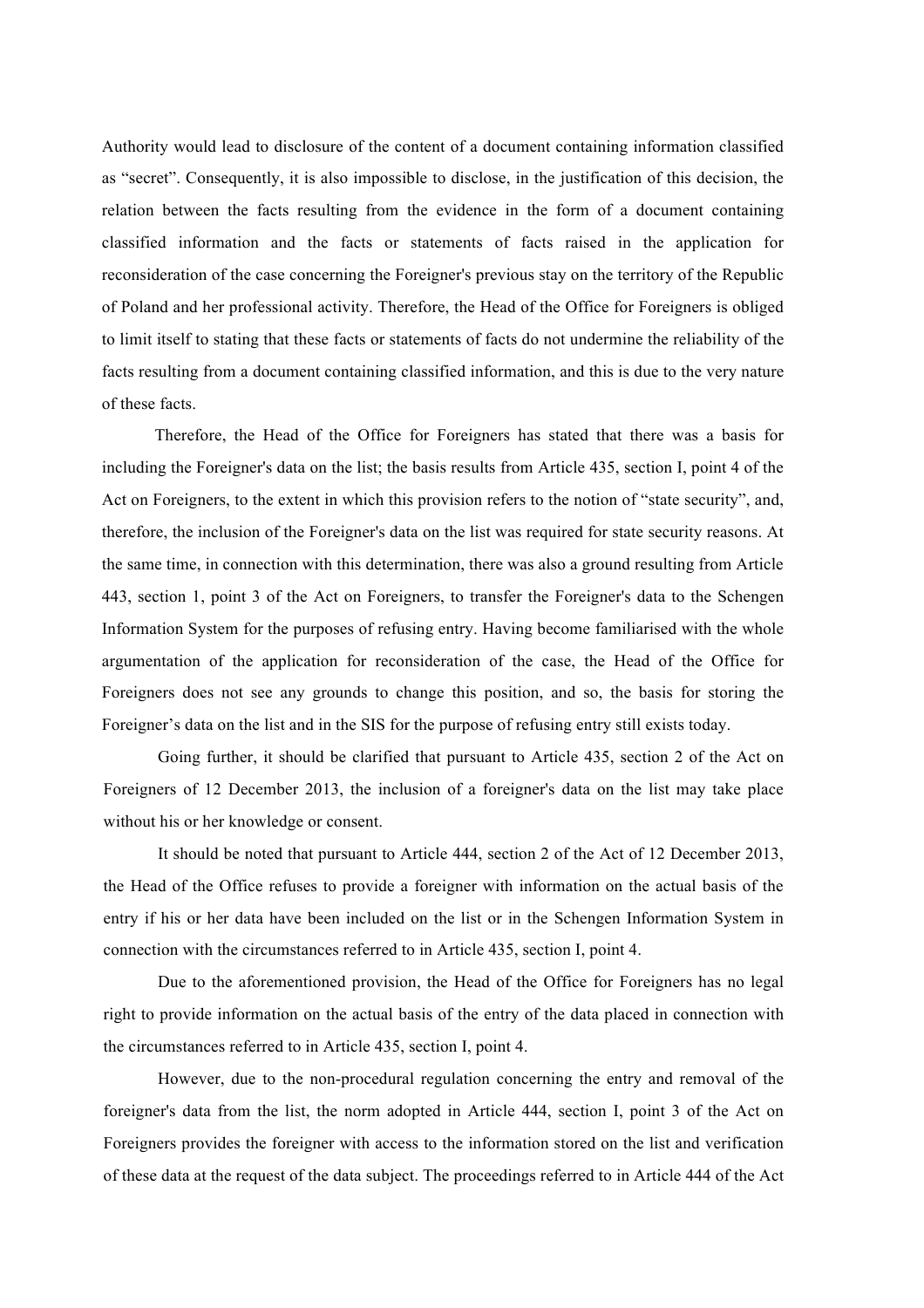Authority would lead to disclosure of the content of a document containing information classified as “secret”. Consequently, it is also impossible to disclose, in the justification of this decision, the relation between the facts resulting from the evidence in the form of a document containing classified information and the facts or statements of facts raised in the application for reconsideration of the case concerning the Foreigner's previous stay on the territory of the Republic of Poland and her professional activity. Therefore, the Head of the Office for Foreigners is obliged to limit itself to stating that these facts or statements of facts do not undermine the reliability of the facts resulting from a document containing classified information, and this is due to the very nature of these facts.

Therefore, the Head of the Office for Foreigners has stated that there was a basis for including the Foreigner's data on the list; the basis results from Article 435, section I, point 4 of the Act on Foreigners, to the extent in which this provision refers to the notion of “state security”, and, therefore, the inclusion of the Foreigner's data on the list was required for state security reasons. At the same time, in connection with this determination, there was also a ground resulting from Article 443, section 1, point 3 of the Act on Foreigners, to transfer the Foreigner's data to the Schengen Information System for the purposes of refusing entry. Having become familiarised with the whole argumentation of the application for reconsideration of the case, the Head of the Office for Foreigners does not see any grounds to change this position, and so, the basis for storing the Foreigner’s data on the list and in the SIS for the purpose of refusing entry still exists today.

Going further, it should be clarified that pursuant to Article 435, section 2 of the Act on Foreigners of 12 December 2013, the inclusion of a foreigner's data on the list may take place without his or her knowledge or consent.

It should be noted that pursuant to Article 444, section 2 of the Act of 12 December 2013, the Head of the Office refuses to provide a foreigner with information on the actual basis of the entry if his or her data have been included on the list or in the Schengen Information System in connection with the circumstances referred to in Article 435, section I, point 4.

Due to the aforementioned provision, the Head of the Office for Foreigners has no legal right to provide information on the actual basis of the entry of the data placed in connection with the circumstances referred to in Article 435, section I, point 4.

However, due to the non-procedural regulation concerning the entry and removal of the foreigner's data from the list, the norm adopted in Article 444, section I, point 3 of the Act on Foreigners provides the foreigner with access to the information stored on the list and verification of these data at the request of the data subject. The proceedings referred to in Article 444 of the Act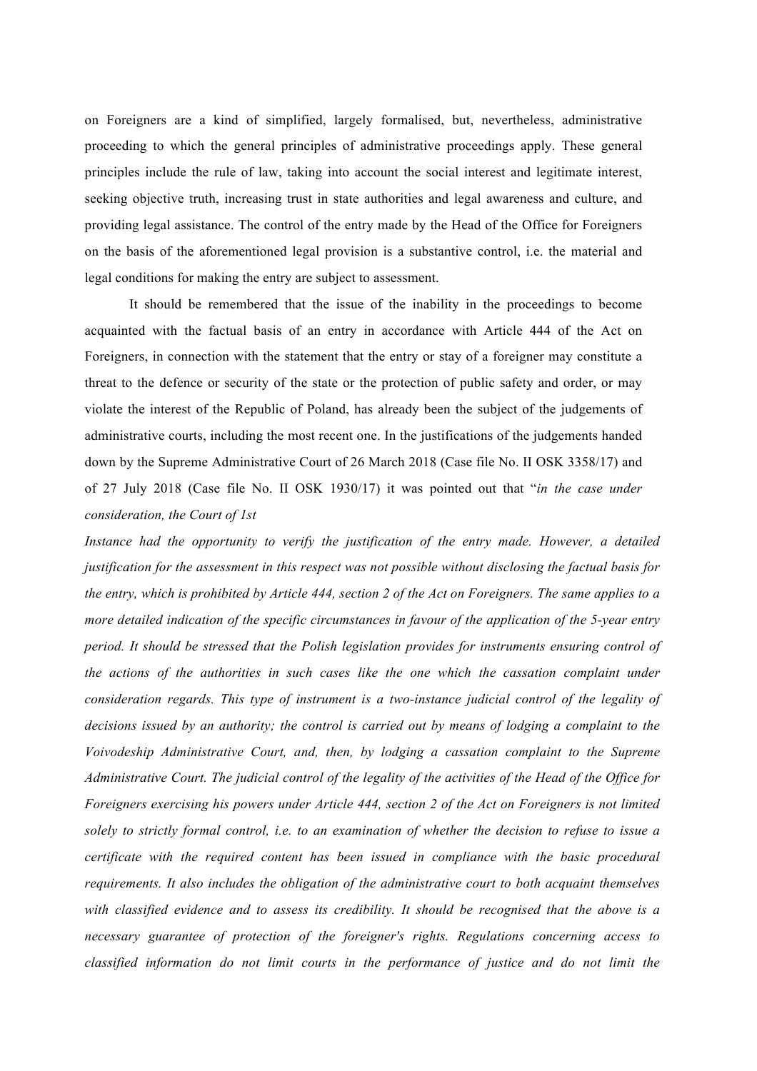on Foreigners are a kind of simplified, largely formalised, but, nevertheless, administrative proceeding to which the general principles of administrative proceedings apply. These general principles include the rule of law, taking into account the social interest and legitimate interest, seeking objective truth, increasing trust in state authorities and legal awareness and culture, and providing legal assistance. The control of the entry made by the Head of the Office for Foreigners on the basis of the aforementioned legal provision is a substantive control, i.e. the material and legal conditions for making the entry are subject to assessment.

It should be remembered that the issue of the inability in the proceedings to become acquainted with the factual basis of an entry in accordance with Article 444 of the Act on Foreigners, in connection with the statement that the entry or stay of a foreigner may constitute a threat to the defence or security of the state or the protection of public safety and order, or may violate the interest of the Republic of Poland, has already been the subject of the judgements of administrative courts, including the most recent one. In the justifications of the judgements handed down by the Supreme Administrative Court of 26 March 2018 (Case file No. II OSK 3358/17) and of 27 July 2018 (Case file No. II OSK 1930/17) it was pointed out that "*in the case under consideration, the Court of 1st Instance had the opportunity to verify the justification of the entry made. However, a detailed justification for the assessment in this respect was not possible without disclosing the factual basis for the entry, which is prohibited by Article 444, section 2 of the Act on Foreigners. The same applies to a more detailed indication of the specific circumstances in favour of the application of the 5-year entry period. It should be stressed that the Polish legislation provides for instruments ensuring control of the actions of the authorities in such cases like the one which the cassation complaint under consideration regards. This type of instrument is a two-instance judicial control of the legality of decisions issued by an authority; the control is carried out by means of lodging a complaint to the Voivodeship Administrative Court, and, then, by lodging a cassation complaint to the Supreme Administrative Court. The judicial control of the legality of the activities of the Head of the Office for Foreigners exercising his powers under Article 444, section 2 of the Act on Foreigners is not limited solely to strictly formal control, i.e. to an examination of whether the decision to refuse to issue a certificate with the required content has been issued in compliance with the basic procedural requirements. It also includes the obligation of the administrative court to both acquaint themselves with classified evidence and to assess its credibility. It should be recognised that the above is a necessary guarantee of protection of the foreigner's rights. Regulations concerning access to classified information do not limit courts in the performance of justice and do not limit the*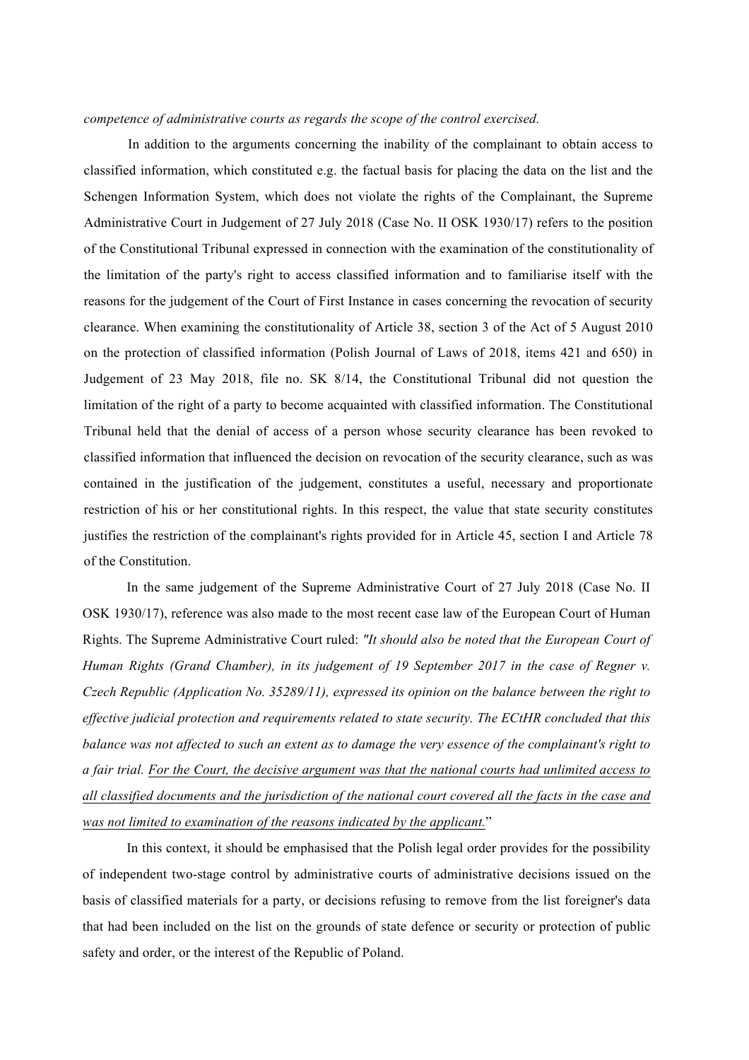*competence of administrative courts as regards the scope of the control exercised.*

In addition to the arguments concerning the inability of the complainant to obtain access to classified information, which constituted e.g. the factual basis for placing the data on the list and the Schengen Information System, which does not violate the rights of the Complainant, the Supreme Administrative Court in Judgement of 27 July 2018 (Case No. II OSK 1930/17) refers to the position of the Constitutional Tribunal expressed in connection with the examination of the constitutionality of the limitation of the party's right to access classified information and to familiarise itself with the reasons for the judgement of the Court of First Instance in cases concerning the revocation of security clearance. When examining the constitutionality of Article 38, section 3 of the Act of 5 August 2010 on the protection of classified information (Polish Journal of Laws of 2018, items 421 and 650) in Judgement of 23 May 2018, file no. SK 8/14, the Constitutional Tribunal did not question the limitation of the right of a party to become acquainted with classified information. The Constitutional Tribunal held that the denial of access of a person whose security clearance has been revoked to classified information that influenced the decision on revocation of the security clearance, such as was contained in the justification of the judgement, constitutes a useful, necessary and proportionate restriction of his or her constitutional rights. In this respect, the value that state security constitutes justifies the restriction of the complainant's rights provided for in Article 45, section I and Article 78 of the Constitution.

In the same judgement of the Supreme Administrative Court of 27 July 2018 (Case No. II OSK 1930/17), reference was also made to the most recent case law of the European Court of Human Rights. The Supreme Administrative Court ruled: *"It should also be noted that the European Court of Human Rights (Grand Chamber), in its judgement of 19 September 2017 in the case of Regner v. Czech Republic (Application No. 35289/11), expressed its opinion on the balance between the right to effective judicial protection and requirements related to state security. The ECtHR concluded that this balance was not affected to such an extent as to damage the very essence of the complainant's right to a fair trial. <u>For the Court, the decisive argument was that the national courts had unlimited access to all classified documents and the jurisdiction of the national court covered all the facts in the case and was not limited to examination of the reasons indicated by the applicant.</u>*"

In this context, it should be emphasised that the Polish legal order provides for the possibility of independent two-stage control by administrative courts of administrative decisions issued on the basis of classified materials for a party, or decisions refusing to remove from the list foreigner's data that had been included on the list on the grounds of state defence or security or protection of public safety and order, or the interest of the Republic of Poland.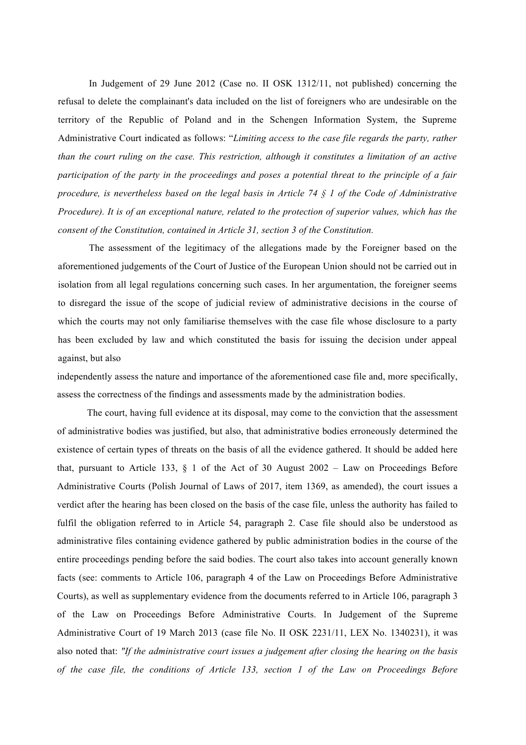In Judgement of 29 June 2012 (Case no. II OSK 1312/11, not published) concerning the refusal to delete the complainant's data included on the list of foreigners who are undesirable on the territory of the Republic of Poland and in the Schengen Information System, the Supreme Administrative Court indicated as follows: "*Limiting access to the case file regards the party, rather than the court ruling on the case. This restriction, although it constitutes a limitation of an active participation of the party in the proceedings and poses a potential threat to the principle of a fair procedure, is nevertheless based on the legal basis in Article 74 § 1 of the Code of Administrative Procedure). It is of an exceptional nature, related to the protection of superior values, which has the consent of the Constitution, contained in Article 31, section 3 of the Constitution.*

The assessment of the legitimacy of the allegations made by the Foreigner based on the aforementioned judgements of the Court of Justice of the European Union should not be carried out in isolation from all legal regulations concerning such cases. In her argumentation, the foreigner seems to disregard the issue of the scope of judicial review of administrative decisions in the course of which the courts may not only familiarise themselves with the case file whose disclosure to a party has been excluded by law and which constituted the basis for issuing the decision under appeal against, but also independently assess the nature and importance of the aforementioned case file and, more specifically, assess the correctness of the findings and assessments made by the administration bodies.

The court, having full evidence at its disposal, may come to the conviction that the assessment of administrative bodies was justified, but also, that administrative bodies erroneously determined the existence of certain types of threats on the basis of all the evidence gathered. It should be added here that, pursuant to Article 133, § 1 of the Act of 30 August 2002 – Law on Proceedings Before Administrative Courts (Polish Journal of Laws of 2017, item 1369, as amended), the court issues a verdict after the hearing has been closed on the basis of the case file, unless the authority has failed to fulfil the obligation referred to in Article 54, paragraph 2. Case file should also be understood as administrative files containing evidence gathered by public administration bodies in the course of the entire proceedings pending before the said bodies. The court also takes into account generally known facts (see: comments to Article 106, paragraph 4 of the Law on Proceedings Before Administrative Courts), as well as supplementary evidence from the documents referred to in Article 106, paragraph 3 of the Law on Proceedings Before Administrative Courts. In Judgement of the Supreme Administrative Court of 19 March 2013 (case file No. II OSK 2231/11, LEX No. 1340231), it was also noted that: *"If the administrative court issues a judgement after closing the hearing on the basis of the case file, the conditions of Article 133, section 1 of the Law on Proceedings Before*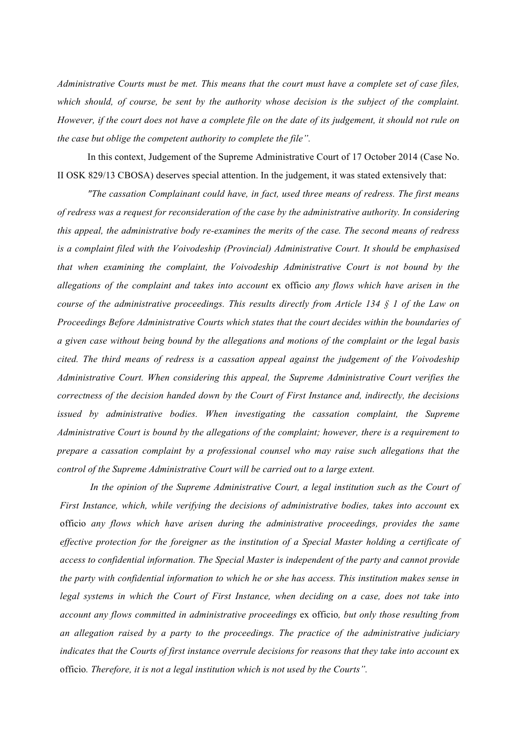*Administrative Courts must be met. This means that the court must have a complete set of case files, which should, of course, be sent by the authority whose decision is the subject of the complaint. However, if the court does not have a complete file on the date of its judgement, it should not rule on the case but oblige the competent authority to complete the file".*

In this context, Judgement of the Supreme Administrative Court of 17 October 2014 (Case No. II OSK 829/13 CBOSA) deserves special attention. In the judgement, it was stated extensively that:

*"The cassation Complainant could have, in fact, used three means of redress. The first means of redress was a request for reconsideration of the case by the administrative authority. In considering this appeal, the administrative body re-examines the merits of the case. The second means of redress is a complaint filed with the Voivodeship (Provincial) Administrative Court. It should be emphasised that when examining the complaint, the Voivodeship Administrative Court is not bound by the allegations of the complaint and takes into account* ex officio *any flows which have arisen in the course of the administrative proceedings. This results directly from Article 134 § 1 of the Law on Proceedings Before Administrative Courts which states that the court decides within the boundaries of a given case without being bound by the allegations and motions of the complaint or the legal basis cited. The third means of redress is a cassation appeal against the judgement of the Voivodeship Administrative Court. When considering this appeal, the Supreme Administrative Court verifies the correctness of the decision handed down by the Court of First Instance and, indirectly, the decisions issued by administrative bodies. When investigating the cassation complaint, the Supreme Administrative Court is bound by the allegations of the complaint; however, there is a requirement to prepare a cassation complaint by a professional counsel who may raise such allegations that the control of the Supreme Administrative Court will be carried out to a large extent.*

*In the opinion of the Supreme Administrative Court, a legal institution such as the Court of First Instance, which, while verifying the decisions of administrative bodies, takes into account* ex officio *any flows which have arisen during the administrative proceedings, provides the same effective protection for the foreigner as the institution of a Special Master holding a certificate of access to confidential information. The Special Master is independent of the party and cannot provide the party with confidential information to which he or she has access. This institution makes sense in legal systems in which the Court of First Instance, when deciding on a case, does not take into account any flows committed in administrative proceedings* ex officio*, but only those resulting from an allegation raised by a party to the proceedings. The practice of the administrative judiciary indicates that the Courts of first instance overrule decisions for reasons that they take into account* ex officio*. Therefore, it is not a legal institution which is not used by the Courts".*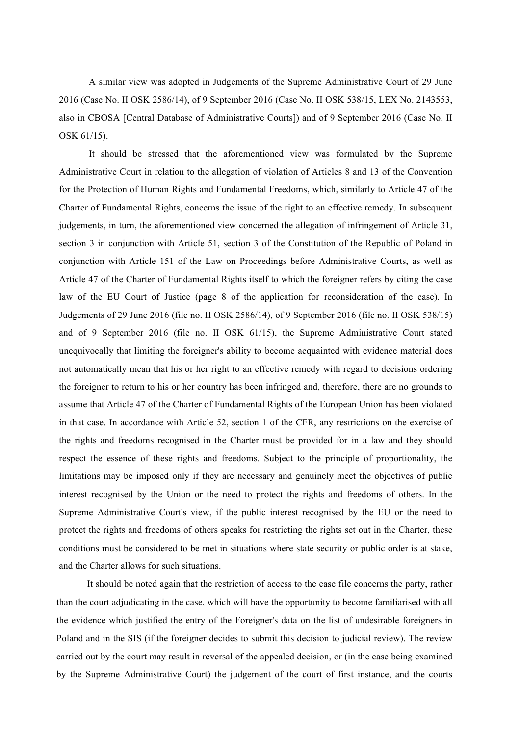A similar view was adopted in Judgements of the Supreme Administrative Court of 29 June 2016 (Case No. II OSK 2586/14), of 9 September 2016 (Case No. II OSK 538/15, LEX No. 2143553, also in CBOSA [Central Database of Administrative Courts]) and of 9 September 2016 (Case No. II OSK 61/15).

It should be stressed that the aforementioned view was formulated by the Supreme Administrative Court in relation to the allegation of violation of Articles 8 and 13 of the Convention for the Protection of Human Rights and Fundamental Freedoms, which, similarly to Article 47 of the Charter of Fundamental Rights, concerns the issue of the right to an effective remedy. In subsequent judgements, in turn, the aforementioned view concerned the allegation of infringement of Article 31, section 3 in conjunction with Article 51, section 3 of the Constitution of the Republic of Poland in conjunction with Article 151 of the Law on Proceedings before Administrative Courts, <u>as well as Article 47 of the Charter of Fundamental Rights itself to which the foreigner refers by citing the case law of the EU Court of Justice (page 8 of the application for reconsideration of the case)</u>. In Judgements of 29 June 2016 (file no. II OSK 2586/14), of 9 September 2016 (file no. II OSK 538/15) and of 9 September 2016 (file no. II OSK 61/15), the Supreme Administrative Court stated unequivocally that limiting the foreigner's ability to become acquainted with evidence material does not automatically mean that his or her right to an effective remedy with regard to decisions ordering the foreigner to return to his or her country has been infringed and, therefore, there are no grounds to assume that Article 47 of the Charter of Fundamental Rights of the European Union has been violated in that case. In accordance with Article 52, section 1 of the CFR, any restrictions on the exercise of the rights and freedoms recognised in the Charter must be provided for in a law and they should respect the essence of these rights and freedoms. Subject to the principle of proportionality, the limitations may be imposed only if they are necessary and genuinely meet the objectives of public interest recognised by the Union or the need to protect the rights and freedoms of others. In the Supreme Administrative Court's view, if the public interest recognised by the EU or the need to protect the rights and freedoms of others speaks for restricting the rights set out in the Charter, these conditions must be considered to be met in situations where state security or public order is at stake, and the Charter allows for such situations.

It should be noted again that the restriction of access to the case file concerns the party, rather than the court adjudicating in the case, which will have the opportunity to become familiarised with all the evidence which justified the entry of the Foreigner's data on the list of undesirable foreigners in Poland and in the SIS (if the foreigner decides to submit this decision to judicial review). The review carried out by the court may result in reversal of the appealed decision, or (in the case being examined by the Supreme Administrative Court) the judgement of the court of first instance, and the courts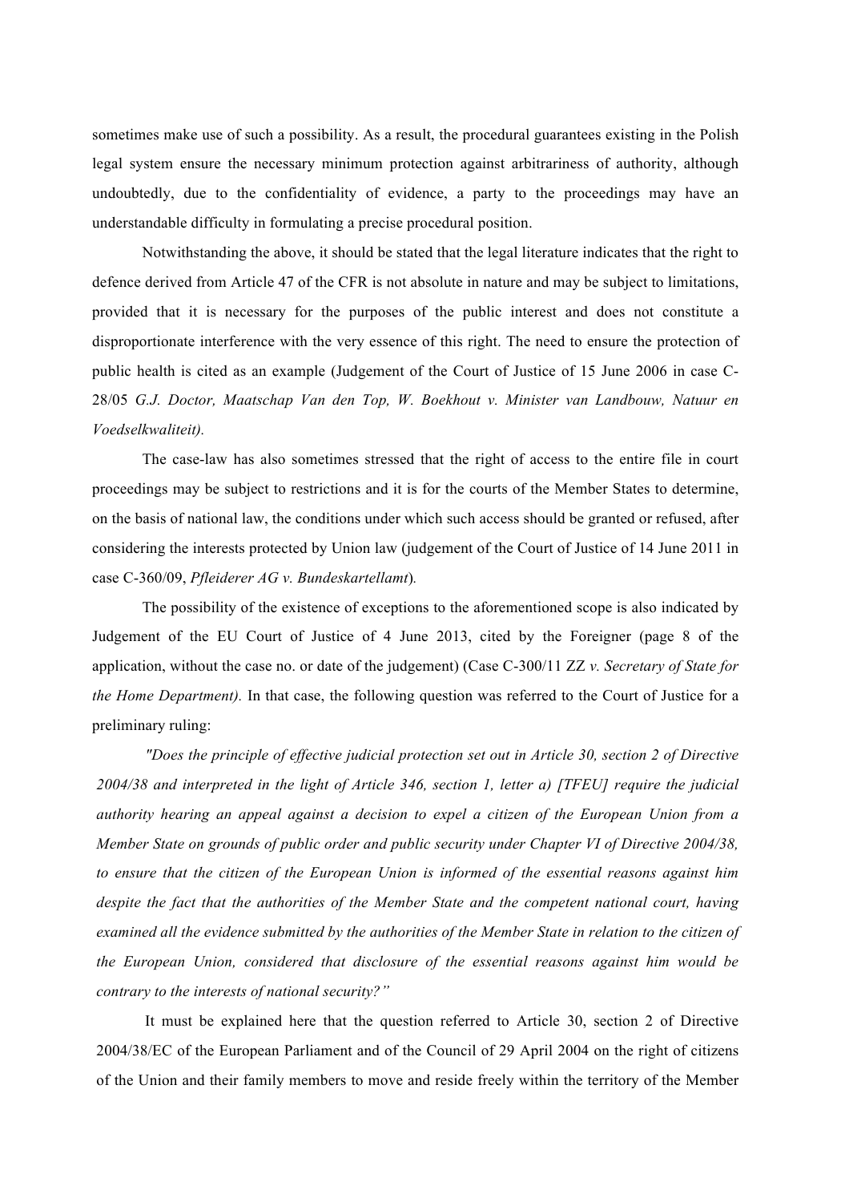sometimes make use of such a possibility. As a result, the procedural guarantees existing in the Polish legal system ensure the necessary minimum protection against arbitrariness of authority, although undoubtedly, due to the confidentiality of evidence, a party to the proceedings may have an understandable difficulty in formulating a precise procedural position.

Notwithstanding the above, it should be stated that the legal literature indicates that the right to defence derived from Article 47 of the CFR is not absolute in nature and may be subject to limitations, provided that it is necessary for the purposes of the public interest and does not constitute a disproportionate interference with the very essence of this right. The need to ensure the protection of public health is cited as an example (Judgement of the Court of Justice of 15 June 2006 in case C-28/05 *G.J. Doctor, Maatschap Van den Top, W. Boekhout v. Minister van Landbouw, Natuur en Voedselkwaliteit).*

The case-law has also sometimes stressed that the right of access to the entire file in court proceedings may be subject to restrictions and it is for the courts of the Member States to determine, on the basis of national law, the conditions under which such access should be granted or refused, after considering the interests protected by Union law (judgement of the Court of Justice of 14 June 2011 in case C-360/09, *Pfleiderer AG v. Bundeskartellamt*).

The possibility of the existence of exceptions to the aforementioned scope is also indicated by Judgement of the EU Court of Justice of 4 June 2013, cited by the Foreigner (page 8 of the application, without the case no. or date of the judgement) (Case C-300/11 ZZ *v. Secretary of State for the Home Department).* In that case, the following question was referred to the Court of Justice for a preliminary ruling:

*"Does the principle of effective judicial protection set out in Article 30, section 2 of Directive 2004/38 and interpreted in the light of Article 346, section 1, letter a) [TFEU] require the judicial authority hearing an appeal against a decision to expel a citizen of the European Union from a Member State on grounds of public order and public security under Chapter VI of Directive 2004/38, to ensure that the citizen of the European Union is informed of the essential reasons against him despite the fact that the authorities of the Member State and the competent national court, having examined all the evidence submitted by the authorities of the Member State in relation to the citizen of the European Union, considered that disclosure of the essential reasons against him would be contrary to the interests of national security?"*

It must be explained here that the question referred to Article 30, section 2 of Directive 2004/38/EC of the European Parliament and of the Council of 29 April 2004 on the right of citizens of the Union and their family members to move and reside freely within the territory of the Member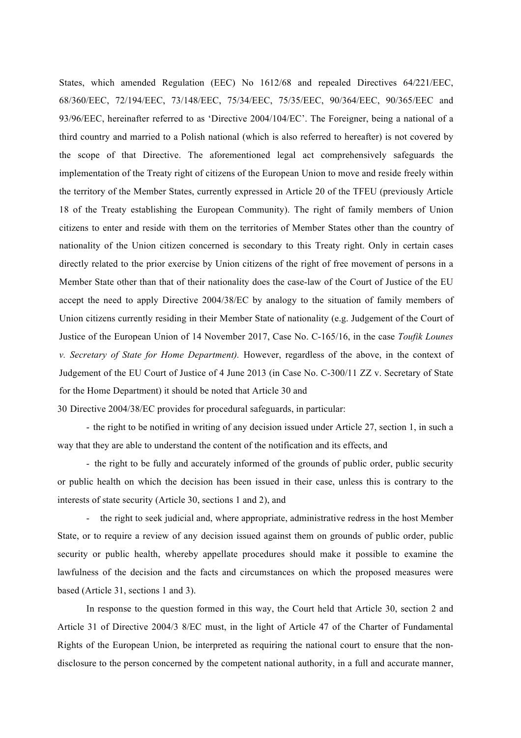States, which amended Regulation (EEC) No 1612/68 and repealed Directives 64/221/EEC, 68/360/EEC, 72/194/EEC, 73/148/EEC, 75/34/EEC, 75/35/EEC, 90/364/EEC, 90/365/EEC and 93/96/EEC, hereinafter referred to as 'Directive 2004/104/EC'. The Foreigner, being a national of a third country and married to a Polish national (which is also referred to hereafter) is not covered by the scope of that Directive. The aforementioned legal act comprehensively safeguards the implementation of the Treaty right of citizens of the European Union to move and reside freely within the territory of the Member States, currently expressed in Article 20 of the TFEU (previously Article 18 of the Treaty establishing the European Community). The right of family members of Union citizens to enter and reside with them on the territories of Member States other than the country of nationality of the Union citizen concerned is secondary to this Treaty right. Only in certain cases directly related to the prior exercise by Union citizens of the right of free movement of persons in a Member State other than that of their nationality does the case-law of the Court of Justice of the EU accept the need to apply Directive 2004/38/EC by analogy to the situation of family members of Union citizens currently residing in their Member State of nationality (e.g. Judgement of the Court of Justice of the European Union of 14 November 2017, Case No. C-165/16, in the case *Toufik Lounes v. Secretary of State for Home Department).* However, regardless of the above, in the context of Judgement of the EU Court of Justice of 4 June 2013 (in Case No. C-300/11 ZZ v. Secretary of State for the Home Department) it should be noted that Article 30 and

30 Directive 2004/38/EC provides for procedural safeguards, in particular:

- the right to be notified in writing of any decision issued under Article 27, section 1, in such a way that they are able to understand the content of the notification and its effects, and

- the right to be fully and accurately informed of the grounds of public order, public security or public health on which the decision has been issued in their case, unless this is contrary to the interests of state security (Article 30, sections 1 and 2), and

- the right to seek judicial and, where appropriate, administrative redress in the host Member State, or to require a review of any decision issued against them on grounds of public order, public security or public health, whereby appellate procedures should make it possible to examine the lawfulness of the decision and the facts and circumstances on which the proposed measures were based (Article 31, sections 1 and 3).

In response to the question formed in this way, the Court held that Article 30, section 2 and Article 31 of Directive 2004/3 8/EC must, in the light of Article 47 of the Charter of Fundamental Rights of the European Union, be interpreted as requiring the national court to ensure that the non-disclosure to the person concerned by the competent national authority, in a full and accurate manner,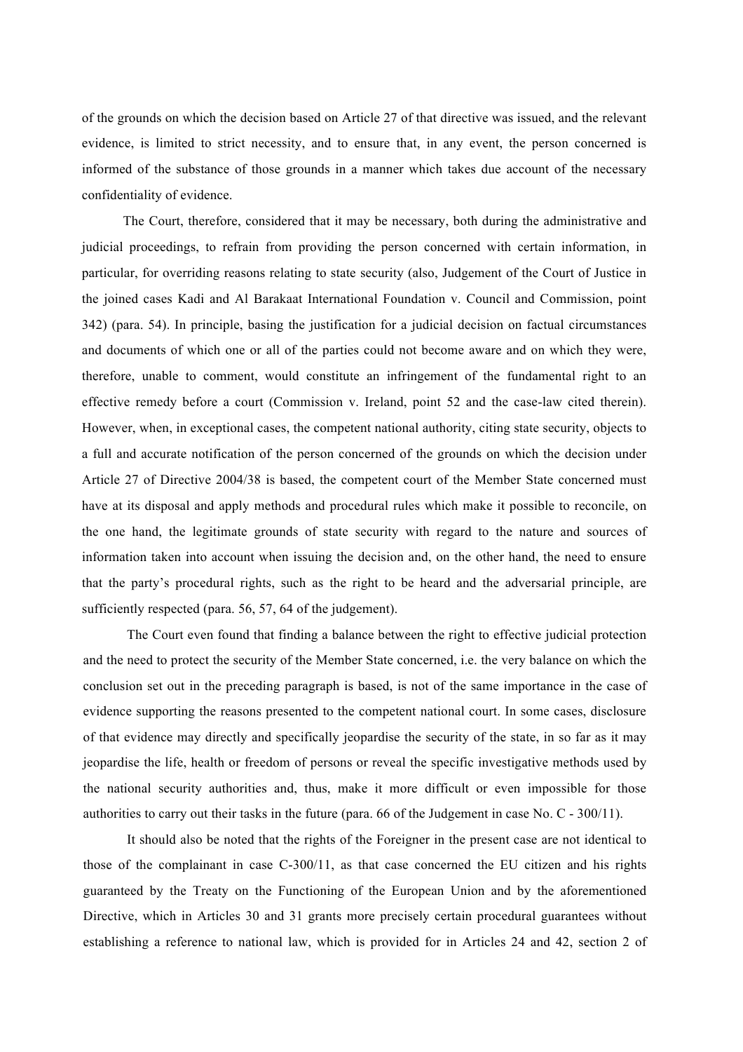of the grounds on which the decision based on Article 27 of that directive was issued, and the relevant evidence, is limited to strict necessity, and to ensure that, in any event, the person concerned is informed of the substance of those grounds in a manner which takes due account of the necessary confidentiality of evidence.

The Court, therefore, considered that it may be necessary, both during the administrative and judicial proceedings, to refrain from providing the person concerned with certain information, in particular, for overriding reasons relating to state security (also, Judgement of the Court of Justice in the joined cases Kadi and Al Barakaat International Foundation v. Council and Commission, point 342) (para. 54). In principle, basing the justification for a judicial decision on factual circumstances and documents of which one or all of the parties could not become aware and on which they were, therefore, unable to comment, would constitute an infringement of the fundamental right to an effective remedy before a court (Commission v. Ireland, point 52 and the case-law cited therein). However, when, in exceptional cases, the competent national authority, citing state security, objects to a full and accurate notification of the person concerned of the grounds on which the decision under Article 27 of Directive 2004/38 is based, the competent court of the Member State concerned must have at its disposal and apply methods and procedural rules which make it possible to reconcile, on the one hand, the legitimate grounds of state security with regard to the nature and sources of information taken into account when issuing the decision and, on the other hand, the need to ensure that the party's procedural rights, such as the right to be heard and the adversarial principle, are sufficiently respected (para. 56, 57, 64 of the judgement).

The Court even found that finding a balance between the right to effective judicial protection and the need to protect the security of the Member State concerned, i.e. the very balance on which the conclusion set out in the preceding paragraph is based, is not of the same importance in the case of evidence supporting the reasons presented to the competent national court. In some cases, disclosure of that evidence may directly and specifically jeopardise the security of the state, in so far as it may jeopardise the life, health or freedom of persons or reveal the specific investigative methods used by the national security authorities and, thus, make it more difficult or even impossible for those authorities to carry out their tasks in the future (para. 66 of the Judgement in case No. C - 300/11).

It should also be noted that the rights of the Foreigner in the present case are not identical to those of the complainant in case C-300/11, as that case concerned the EU citizen and his rights guaranteed by the Treaty on the Functioning of the European Union and by the aforementioned Directive, which in Articles 30 and 31 grants more precisely certain procedural guarantees without establishing a reference to national law, which is provided for in Articles 24 and 42, section 2 of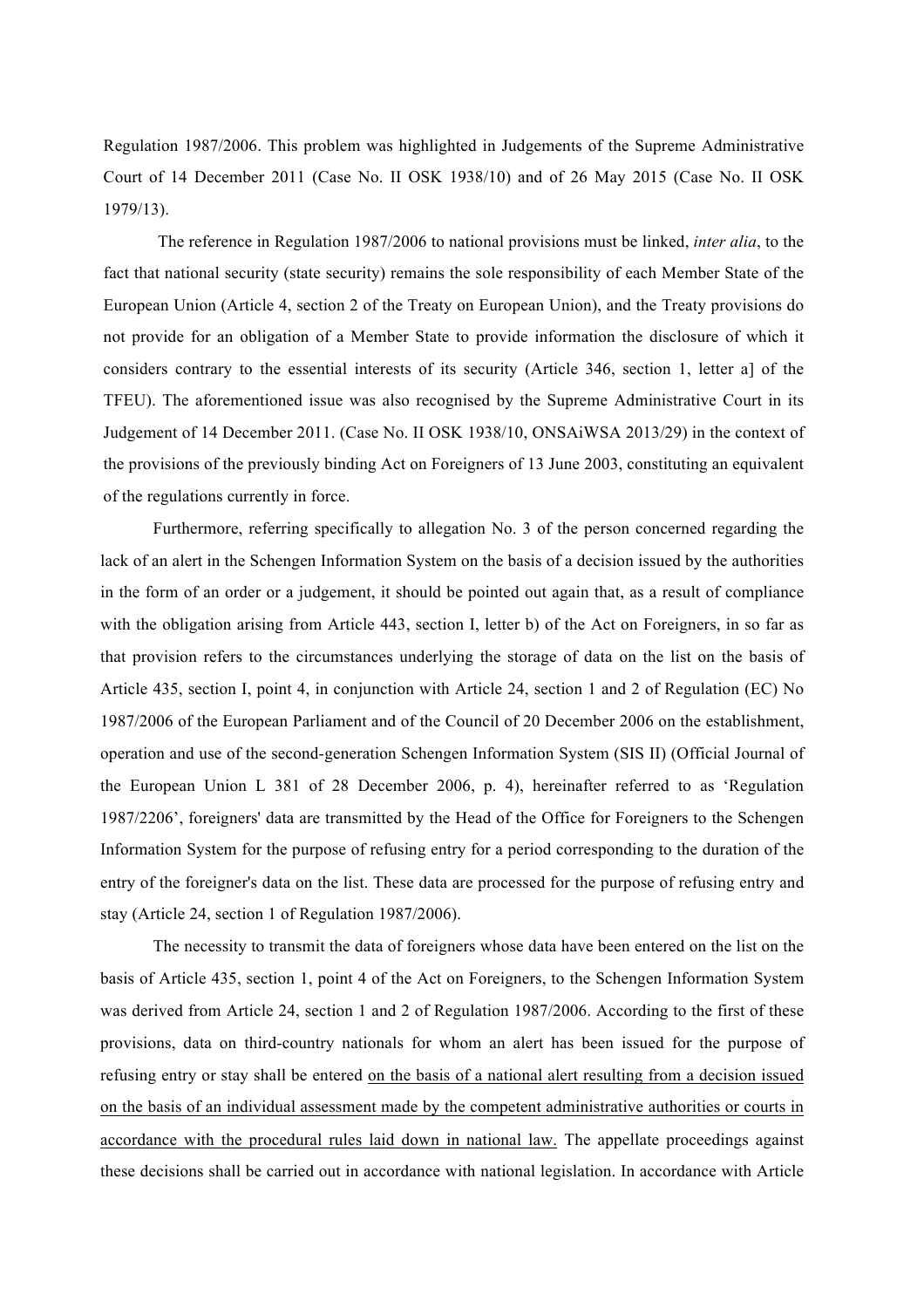Regulation 1987/2006. This problem was highlighted in Judgements of the Supreme Administrative Court of 14 December 2011 (Case No. II OSK 1938/10) and of 26 May 2015 (Case No. II OSK 1979/13).

The reference in Regulation 1987/2006 to national provisions must be linked, *inter alia*, to the fact that national security (state security) remains the sole responsibility of each Member State of the European Union (Article 4, section 2 of the Treaty on European Union), and the Treaty provisions do not provide for an obligation of a Member State to provide information the disclosure of which it considers contrary to the essential interests of its security (Article 346, section 1, letter a] of the TFEU). The aforementioned issue was also recognised by the Supreme Administrative Court in its Judgement of 14 December 2011. (Case No. II OSK 1938/10, ONSAiWSA 2013/29) in the context of the provisions of the previously binding Act on Foreigners of 13 June 2003, constituting an equivalent of the regulations currently in force.

Furthermore, referring specifically to allegation No. 3 of the person concerned regarding the lack of an alert in the Schengen Information System on the basis of a decision issued by the authorities in the form of an order or a judgement, it should be pointed out again that, as a result of compliance with the obligation arising from Article 443, section I, letter b) of the Act on Foreigners, in so far as that provision refers to the circumstances underlying the storage of data on the list on the basis of Article 435, section I, point 4, in conjunction with Article 24, section 1 and 2 of Regulation (EC) No 1987/2006 of the European Parliament and of the Council of 20 December 2006 on the establishment, operation and use of the second-generation Schengen Information System (SIS II) (Official Journal of the European Union L 381 of 28 December 2006, p. 4), hereinafter referred to as 'Regulation 1987/2206', foreigners' data are transmitted by the Head of the Office for Foreigners to the Schengen Information System for the purpose of refusing entry for a period corresponding to the duration of the entry of the foreigner's data on the list. These data are processed for the purpose of refusing entry and stay (Article 24, section 1 of Regulation 1987/2006).

The necessity to transmit the data of foreigners whose data have been entered on the list on the basis of Article 435, section 1, point 4 of the Act on Foreigners, to the Schengen Information System was derived from Article 24, section 1 and 2 of Regulation 1987/2006. According to the first of these provisions, data on third-country nationals for whom an alert has been issued for the purpose of refusing entry or stay shall be entered <u>on the basis of a national alert resulting from a decision issued on the basis of an individual assessment made by the competent administrative authorities or courts in accordance with the procedural rules laid down in national law.</u> The appellate proceedings against these decisions shall be carried out in accordance with national legislation. In accordance with Article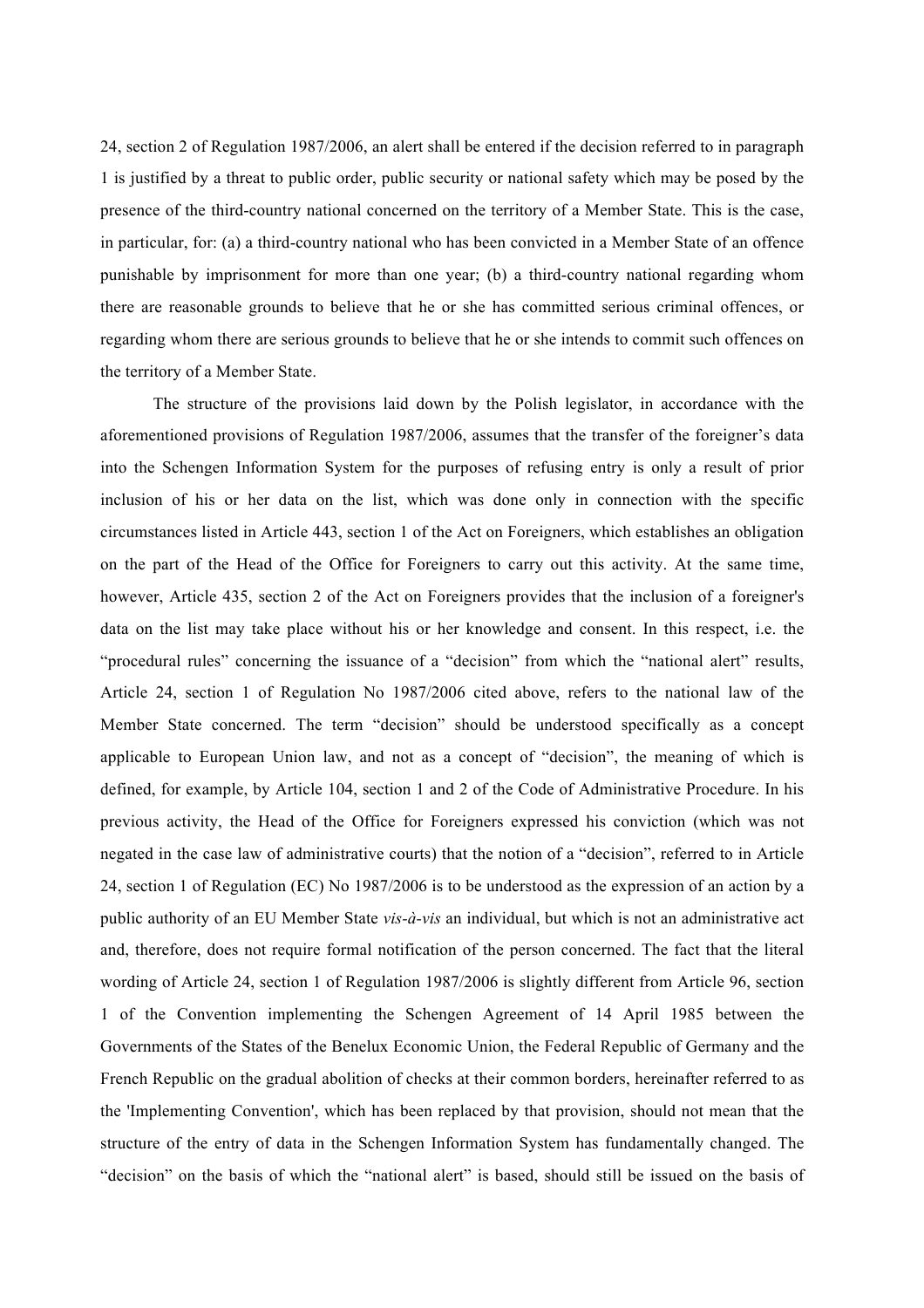24, section 2 of Regulation 1987/2006, an alert shall be entered if the decision referred to in paragraph 1 is justified by a threat to public order, public security or national safety which may be posed by the presence of the third-country national concerned on the territory of a Member State. This is the case, in particular, for: (a) a third-country national who has been convicted in a Member State of an offence punishable by imprisonment for more than one year; (b) a third-country national regarding whom there are reasonable grounds to believe that he or she has committed serious criminal offences, or regarding whom there are serious grounds to believe that he or she intends to commit such offences on the territory of a Member State.

The structure of the provisions laid down by the Polish legislator, in accordance with the aforementioned provisions of Regulation 1987/2006, assumes that the transfer of the foreigner's data into the Schengen Information System for the purposes of refusing entry is only a result of prior inclusion of his or her data on the list, which was done only in connection with the specific circumstances listed in Article 443, section 1 of the Act on Foreigners, which establishes an obligation on the part of the Head of the Office for Foreigners to carry out this activity. At the same time, however, Article 435, section 2 of the Act on Foreigners provides that the inclusion of a foreigner's data on the list may take place without his or her knowledge and consent. In this respect, i.e. the "procedural rules" concerning the issuance of a "decision" from which the "national alert" results, Article 24, section 1 of Regulation No 1987/2006 cited above, refers to the national law of the Member State concerned. The term "decision" should be understood specifically as a concept applicable to European Union law, and not as a concept of "decision", the meaning of which is defined, for example, by Article 104, section 1 and 2 of the Code of Administrative Procedure. In his previous activity, the Head of the Office for Foreigners expressed his conviction (which was not negated in the case law of administrative courts) that the notion of a "decision", referred to in Article 24, section 1 of Regulation (EC) No 1987/2006 is to be understood as the expression of an action by a public authority of an EU Member State *vis-à-vis* an individual, but which is not an administrative act and, therefore, does not require formal notification of the person concerned. The fact that the literal wording of Article 24, section 1 of Regulation 1987/2006 is slightly different from Article 96, section 1 of the Convention implementing the Schengen Agreement of 14 April 1985 between the Governments of the States of the Benelux Economic Union, the Federal Republic of Germany and the French Republic on the gradual abolition of checks at their common borders, hereinafter referred to as the 'Implementing Convention', which has been replaced by that provision, should not mean that the structure of the entry of data in the Schengen Information System has fundamentally changed. The "decision" on the basis of which the "national alert" is based, should still be issued on the basis of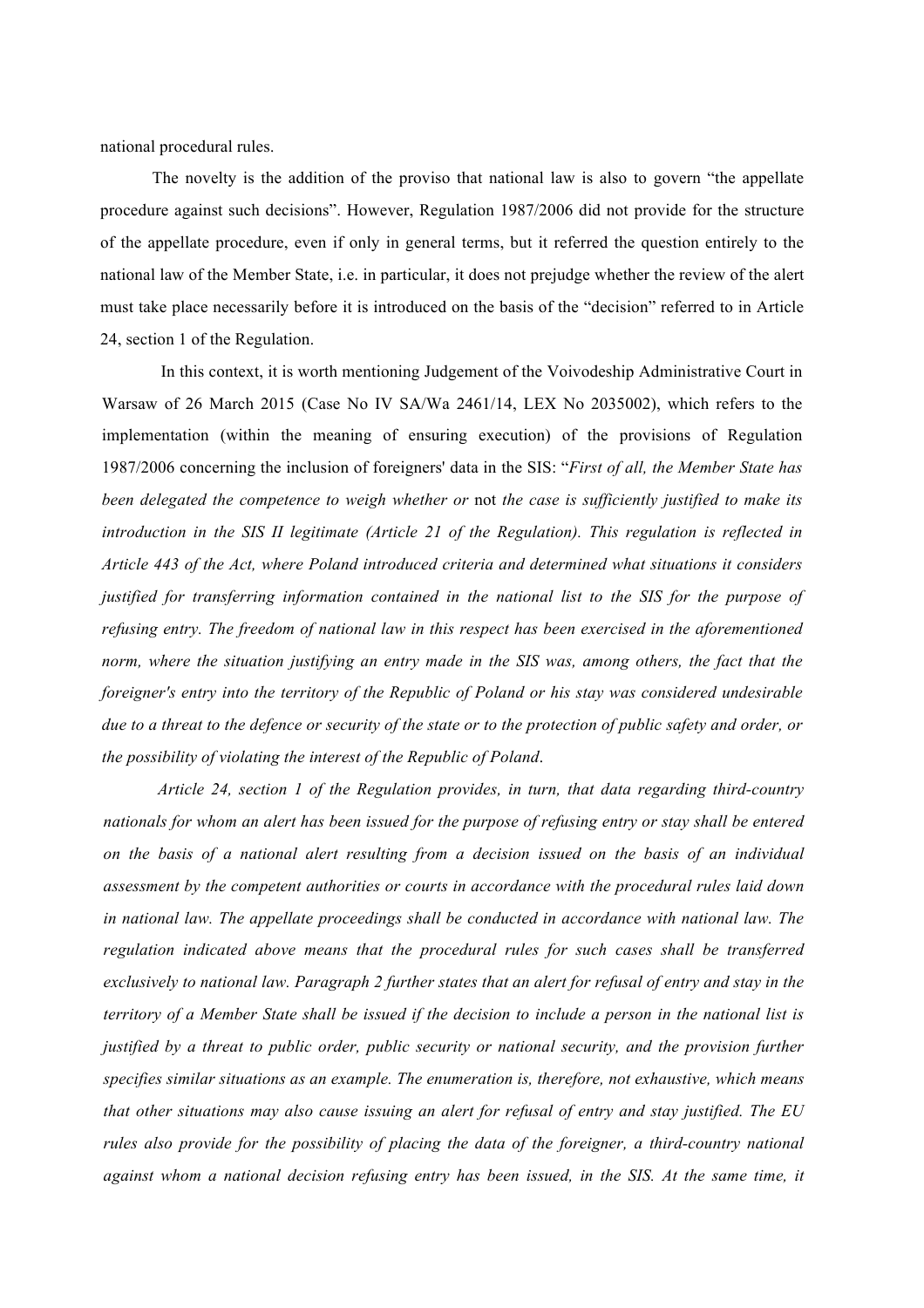national procedural rules.

The novelty is the addition of the proviso that national law is also to govern "the appellate procedure against such decisions". However, Regulation 1987/2006 did not provide for the structure of the appellate procedure, even if only in general terms, but it referred the question entirely to the national law of the Member State, i.e. in particular, it does not prejudge whether the review of the alert must take place necessarily before it is introduced on the basis of the "decision" referred to in Article 24, section 1 of the Regulation.

In this context, it is worth mentioning Judgement of the Voivodeship Administrative Court in Warsaw of 26 March 2015 (Case No IV SA/Wa 2461/14, LEX No 2035002), which refers to the implementation (within the meaning of ensuring execution) of the provisions of Regulation 1987/2006 concerning the inclusion of foreigners' data in the SIS: "*First of all, the Member State has been delegated the competence to weigh whether or* not *the case is sufficiently justified to make its introduction in the SIS II legitimate (Article 21 of the Regulation). This regulation is reflected in Article 443 of the Act, where Poland introduced criteria and determined what situations it considers justified for transferring information contained in the national list to the SIS for the purpose of refusing entry. The freedom of national law in this respect has been exercised in the aforementioned norm, where the situation justifying an entry made in the SIS was, among others, the fact that the foreigner's entry into the territory of the Republic of Poland or his stay was considered undesirable due to a threat to the defence or security of the state or to the protection of public safety and order, or the possibility of violating the interest of the Republic of Poland*.

*Article 24, section 1 of the Regulation provides, in turn, that data regarding third-country nationals for whom an alert has been issued for the purpose of refusing entry or stay shall be entered on the basis of a national alert resulting from a decision issued on the basis of an individual assessment by the competent authorities or courts in accordance with the procedural rules laid down in national law. The appellate proceedings shall be conducted in accordance with national law. The regulation indicated above means that the procedural rules for such cases shall be transferred exclusively to national law. Paragraph 2 further states that an alert for refusal of entry and stay in the territory of a Member State shall be issued if the decision to include a person in the national list is justified by a threat to public order, public security or national security, and the provision further specifies similar situations as an example. The enumeration is, therefore, not exhaustive, which means that other situations may also cause issuing an alert for refusal of entry and stay justified. The EU rules also provide for the possibility of placing the data of the foreigner, a third-country national against whom a national decision refusing entry has been issued, in the SIS. At the same time, it*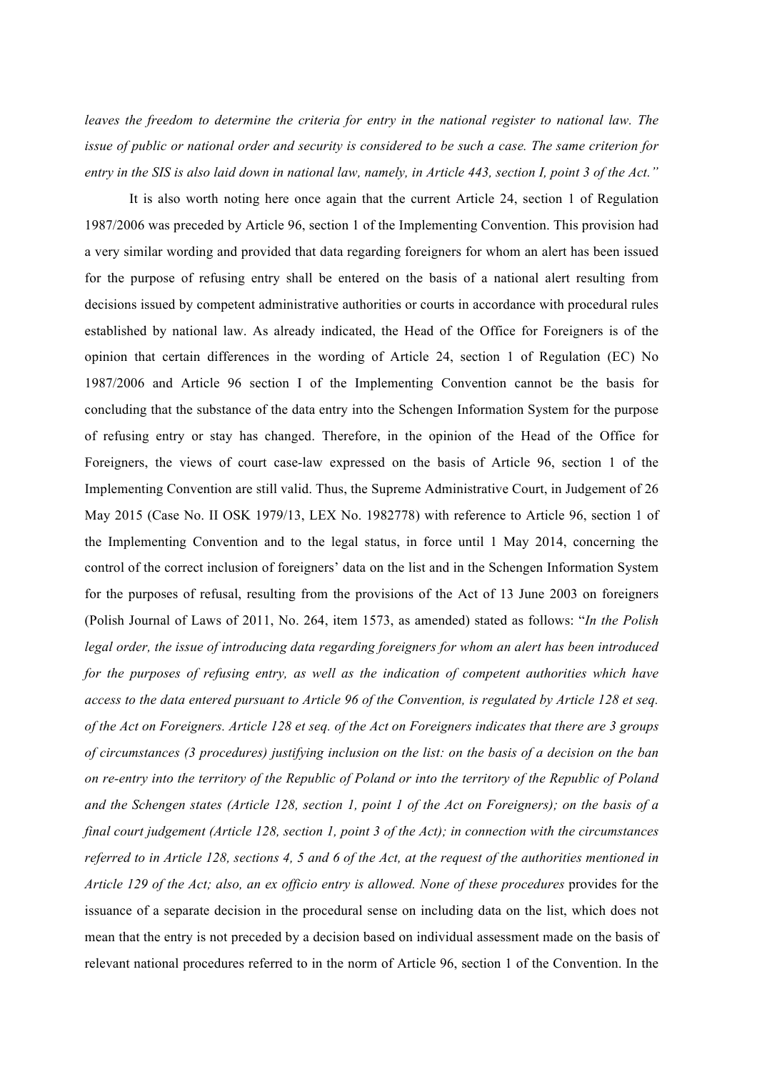*leaves the freedom to determine the criteria for entry in the national register to national law. The issue of public or national order and security is considered to be such a case. The same criterion for entry in the SIS is also laid down in national law, namely, in Article 443, section I, point 3 of the Act."*

It is also worth noting here once again that the current Article 24, section 1 of Regulation 1987/2006 was preceded by Article 96, section 1 of the Implementing Convention. This provision had a very similar wording and provided that data regarding foreigners for whom an alert has been issued for the purpose of refusing entry shall be entered on the basis of a national alert resulting from decisions issued by competent administrative authorities or courts in accordance with procedural rules established by national law. As already indicated, the Head of the Office for Foreigners is of the opinion that certain differences in the wording of Article 24, section 1 of Regulation (EC) No 1987/2006 and Article 96 section I of the Implementing Convention cannot be the basis for concluding that the substance of the data entry into the Schengen Information System for the purpose of refusing entry or stay has changed. Therefore, in the opinion of the Head of the Office for Foreigners, the views of court case-law expressed on the basis of Article 96, section 1 of the Implementing Convention are still valid. Thus, the Supreme Administrative Court, in Judgement of 26 May 2015 (Case No. II OSK 1979/13, LEX No. 1982778) with reference to Article 96, section 1 of the Implementing Convention and to the legal status, in force until 1 May 2014, concerning the control of the correct inclusion of foreigners' data on the list and in the Schengen Information System for the purposes of refusal, resulting from the provisions of the Act of 13 June 2003 on foreigners (Polish Journal of Laws of 2011, No. 264, item 1573, as amended) stated as follows: "*In the Polish legal order, the issue of introducing data regarding foreigners for whom an alert has been introduced for the purposes of refusing entry, as well as the indication of competent authorities which have access to the data entered pursuant to Article 96 of the Convention, is regulated by Article 128 et seq. of the Act on Foreigners. Article 128 et seq. of the Act on Foreigners indicates that there are 3 groups of circumstances (3 procedures) justifying inclusion on the list: on the basis of a decision on the ban on re-entry into the territory of the Republic of Poland or into the territory of the Republic of Poland and the Schengen states (Article 128, section 1, point 1 of the Act on Foreigners); on the basis of a final court judgement (Article 128, section 1, point 3 of the Act); in connection with the circumstances referred to in Article 128, sections 4, 5 and 6 of the Act, at the request of the authorities mentioned in Article 129 of the Act; also, an ex officio entry is allowed. None of these procedures* provides for the issuance of a separate decision in the procedural sense on including data on the list, which does not mean that the entry is not preceded by a decision based on individual assessment made on the basis of relevant national procedures referred to in the norm of Article 96, section 1 of the Convention. In the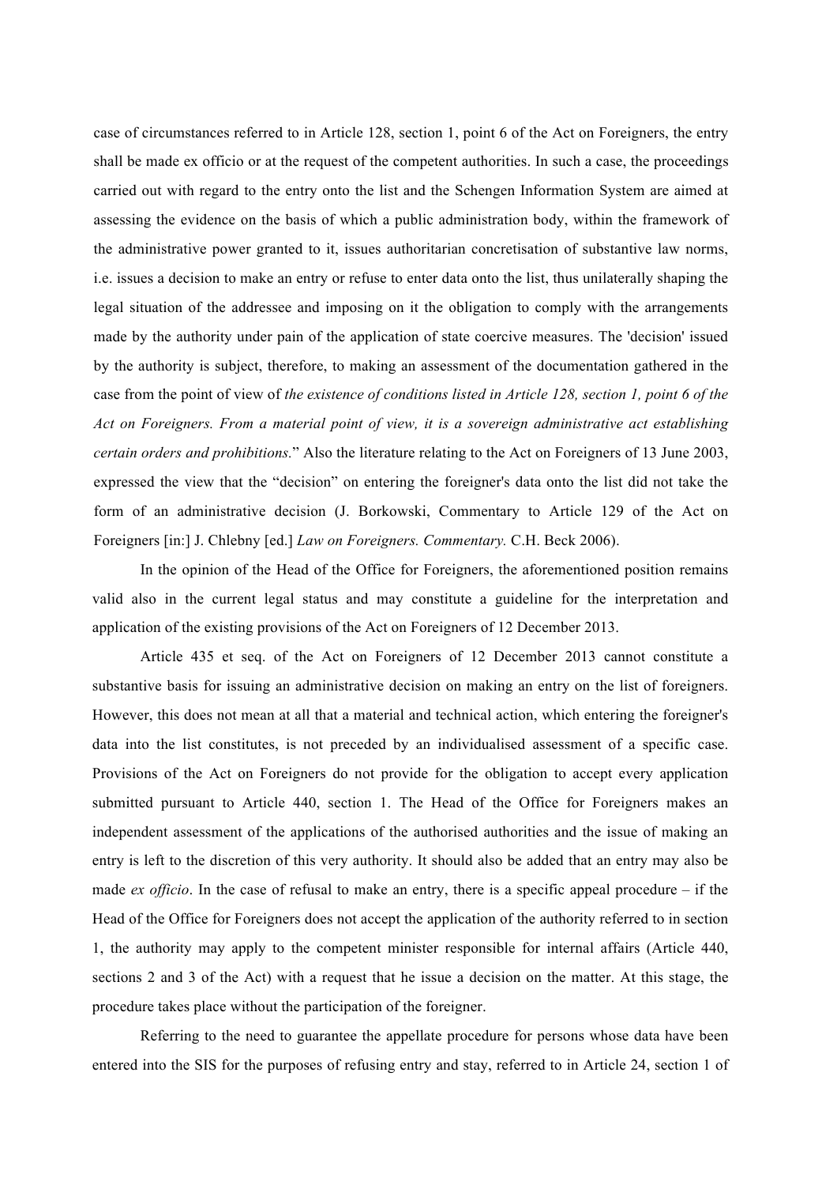case of circumstances referred to in Article 128, section 1, point 6 of the Act on Foreigners, the entry shall be made ex officio or at the request of the competent authorities. In such a case, the proceedings carried out with regard to the entry onto the list and the Schengen Information System are aimed at assessing the evidence on the basis of which a public administration body, within the framework of the administrative power granted to it, issues authoritarian concretisation of substantive law norms, i.e. issues a decision to make an entry or refuse to enter data onto the list, thus unilaterally shaping the legal situation of the addressee and imposing on it the obligation to comply with the arrangements made by the authority under pain of the application of state coercive measures. The 'decision' issued by the authority is subject, therefore, to making an assessment of the documentation gathered in the case from the point of view of *the existence of conditions listed in Article 128, section 1, point 6 of the Act on Foreigners. From a material point of view, it is a sovereign administrative act establishing certain orders and prohibitions.*" Also the literature relating to the Act on Foreigners of 13 June 2003, expressed the view that the "decision" on entering the foreigner's data onto the list did not take the form of an administrative decision (J. Borkowski, Commentary to Article 129 of the Act on Foreigners [in:] J. Chlebny [ed.] *Law on Foreigners. Commentary.* C.H. Beck 2006).

In the opinion of the Head of the Office for Foreigners, the aforementioned position remains valid also in the current legal status and may constitute a guideline for the interpretation and application of the existing provisions of the Act on Foreigners of 12 December 2013.

Article 435 et seq. of the Act on Foreigners of 12 December 2013 cannot constitute a substantive basis for issuing an administrative decision on making an entry on the list of foreigners. However, this does not mean at all that a material and technical action, which entering the foreigner's data into the list constitutes, is not preceded by an individualised assessment of a specific case. Provisions of the Act on Foreigners do not provide for the obligation to accept every application submitted pursuant to Article 440, section 1. The Head of the Office for Foreigners makes an independent assessment of the applications of the authorised authorities and the issue of making an entry is left to the discretion of this very authority. It should also be added that an entry may also be made *ex officio*. In the case of refusal to make an entry, there is a specific appeal procedure – if the Head of the Office for Foreigners does not accept the application of the authority referred to in section 1, the authority may apply to the competent minister responsible for internal affairs (Article 440, sections 2 and 3 of the Act) with a request that he issue a decision on the matter. At this stage, the procedure takes place without the participation of the foreigner.

Referring to the need to guarantee the appellate procedure for persons whose data have been entered into the SIS for the purposes of refusing entry and stay, referred to in Article 24, section 1 of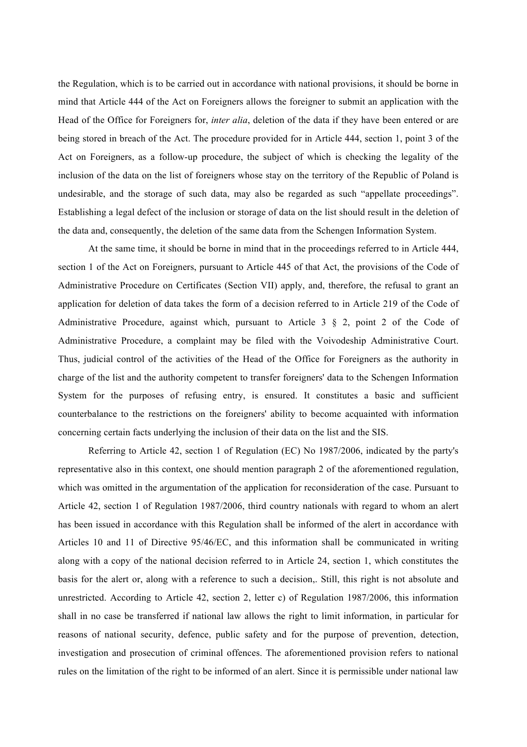the Regulation, which is to be carried out in accordance with national provisions, it should be borne in mind that Article 444 of the Act on Foreigners allows the foreigner to submit an application with the Head of the Office for Foreigners for, *inter alia*, deletion of the data if they have been entered or are being stored in breach of the Act. The procedure provided for in Article 444, section 1, point 3 of the Act on Foreigners, as a follow-up procedure, the subject of which is checking the legality of the inclusion of the data on the list of foreigners whose stay on the territory of the Republic of Poland is undesirable, and the storage of such data, may also be regarded as such "appellate proceedings". Establishing a legal defect of the inclusion or storage of data on the list should result in the deletion of the data and, consequently, the deletion of the same data from the Schengen Information System.

At the same time, it should be borne in mind that in the proceedings referred to in Article 444, section 1 of the Act on Foreigners, pursuant to Article 445 of that Act, the provisions of the Code of Administrative Procedure on Certificates (Section VII) apply, and, therefore, the refusal to grant an application for deletion of data takes the form of a decision referred to in Article 219 of the Code of Administrative Procedure, against which, pursuant to Article 3 § 2, point 2 of the Code of Administrative Procedure, a complaint may be filed with the Voivodeship Administrative Court. Thus, judicial control of the activities of the Head of the Office for Foreigners as the authority in charge of the list and the authority competent to transfer foreigners' data to the Schengen Information System for the purposes of refusing entry, is ensured. It constitutes a basic and sufficient counterbalance to the restrictions on the foreigners' ability to become acquainted with information concerning certain facts underlying the inclusion of their data on the list and the SIS.

Referring to Article 42, section 1 of Regulation (EC) No 1987/2006, indicated by the party's representative also in this context, one should mention paragraph 2 of the aforementioned regulation, which was omitted in the argumentation of the application for reconsideration of the case. Pursuant to Article 42, section 1 of Regulation 1987/2006, third country nationals with regard to whom an alert has been issued in accordance with this Regulation shall be informed of the alert in accordance with Articles 10 and 11 of Directive 95/46/EC, and this information shall be communicated in writing along with a copy of the national decision referred to in Article 24, section 1, which constitutes the basis for the alert or, along with a reference to such a decision,. Still, this right is not absolute and unrestricted. According to Article 42, section 2, letter c) of Regulation 1987/2006, this information shall in no case be transferred if national law allows the right to limit information, in particular for reasons of national security, defence, public safety and for the purpose of prevention, detection, investigation and prosecution of criminal offences. The aforementioned provision refers to national rules on the limitation of the right to be informed of an alert. Since it is permissible under national law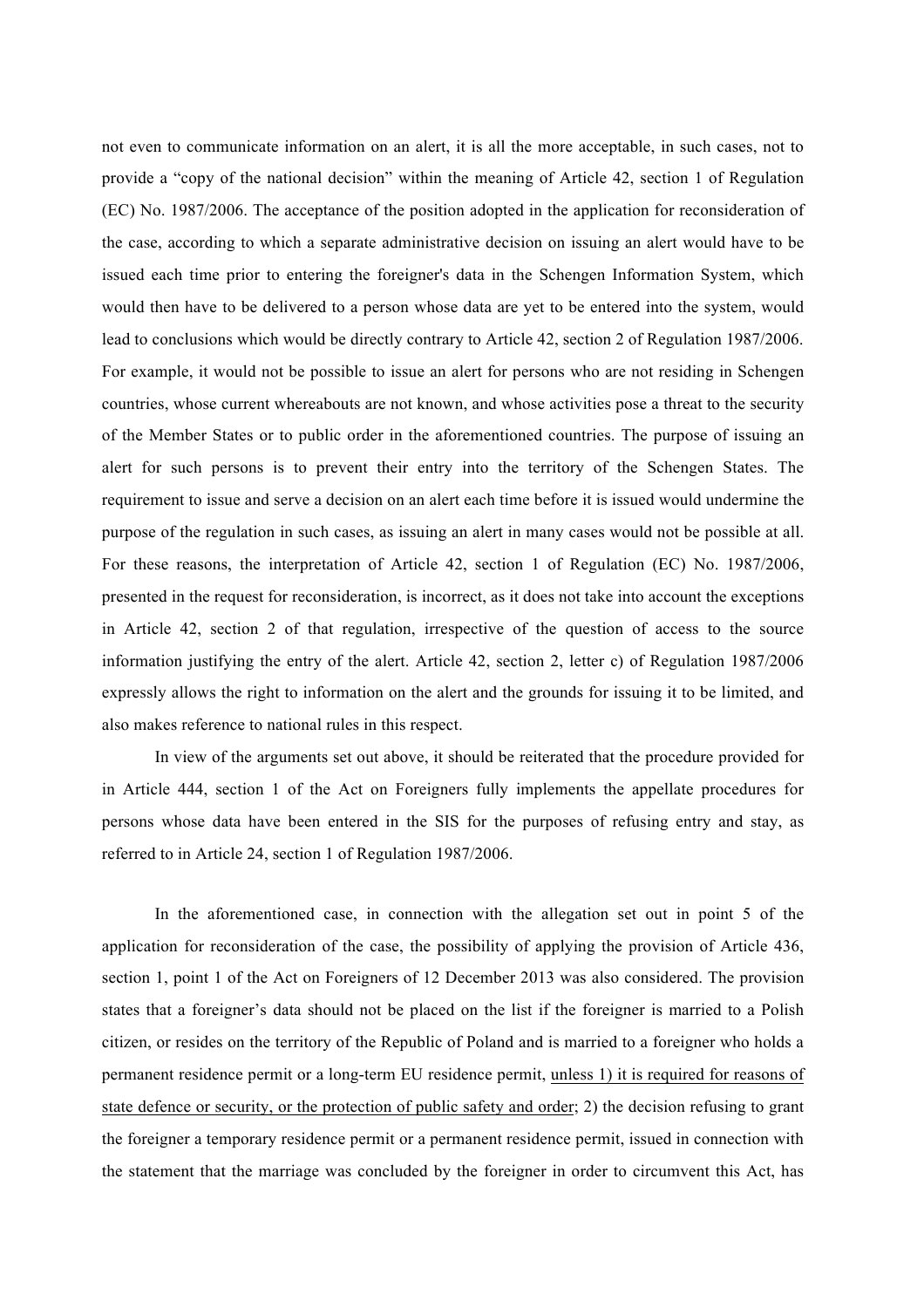not even to communicate information on an alert, it is all the more acceptable, in such cases, not to provide a "copy of the national decision" within the meaning of Article 42, section 1 of Regulation (EC) No. 1987/2006. The acceptance of the position adopted in the application for reconsideration of the case, according to which a separate administrative decision on issuing an alert would have to be issued each time prior to entering the foreigner's data in the Schengen Information System, which would then have to be delivered to a person whose data are yet to be entered into the system, would lead to conclusions which would be directly contrary to Article 42, section 2 of Regulation 1987/2006. For example, it would not be possible to issue an alert for persons who are not residing in Schengen countries, whose current whereabouts are not known, and whose activities pose a threat to the security of the Member States or to public order in the aforementioned countries. The purpose of issuing an alert for such persons is to prevent their entry into the territory of the Schengen States. The requirement to issue and serve a decision on an alert each time before it is issued would undermine the purpose of the regulation in such cases, as issuing an alert in many cases would not be possible at all. For these reasons, the interpretation of Article 42, section 1 of Regulation (EC) No. 1987/2006, presented in the request for reconsideration, is incorrect, as it does not take into account the exceptions in Article 42, section 2 of that regulation, irrespective of the question of access to the source information justifying the entry of the alert. Article 42, section 2, letter c) of Regulation 1987/2006 expressly allows the right to information on the alert and the grounds for issuing it to be limited, and also makes reference to national rules in this respect.

In view of the arguments set out above, it should be reiterated that the procedure provided for in Article 444, section 1 of the Act on Foreigners fully implements the appellate procedures for persons whose data have been entered in the SIS for the purposes of refusing entry and stay, as referred to in Article 24, section 1 of Regulation 1987/2006.

In the aforementioned case, in connection with the allegation set out in point 5 of the application for reconsideration of the case, the possibility of applying the provision of Article 436, section 1, point 1 of the Act on Foreigners of 12 December 2013 was also considered. The provision states that a foreigner's data should not be placed on the list if the foreigner is married to a Polish citizen, or resides on the territory of the Republic of Poland and is married to a foreigner who holds a permanent residence permit or a long-term EU residence permit, <u>unless 1) it is required for reasons of state defence or security, or the protection of public safety and order</u>; 2) the decision refusing to grant the foreigner a temporary residence permit or a permanent residence permit, issued in connection with the statement that the marriage was concluded by the foreigner in order to circumvent this Act, has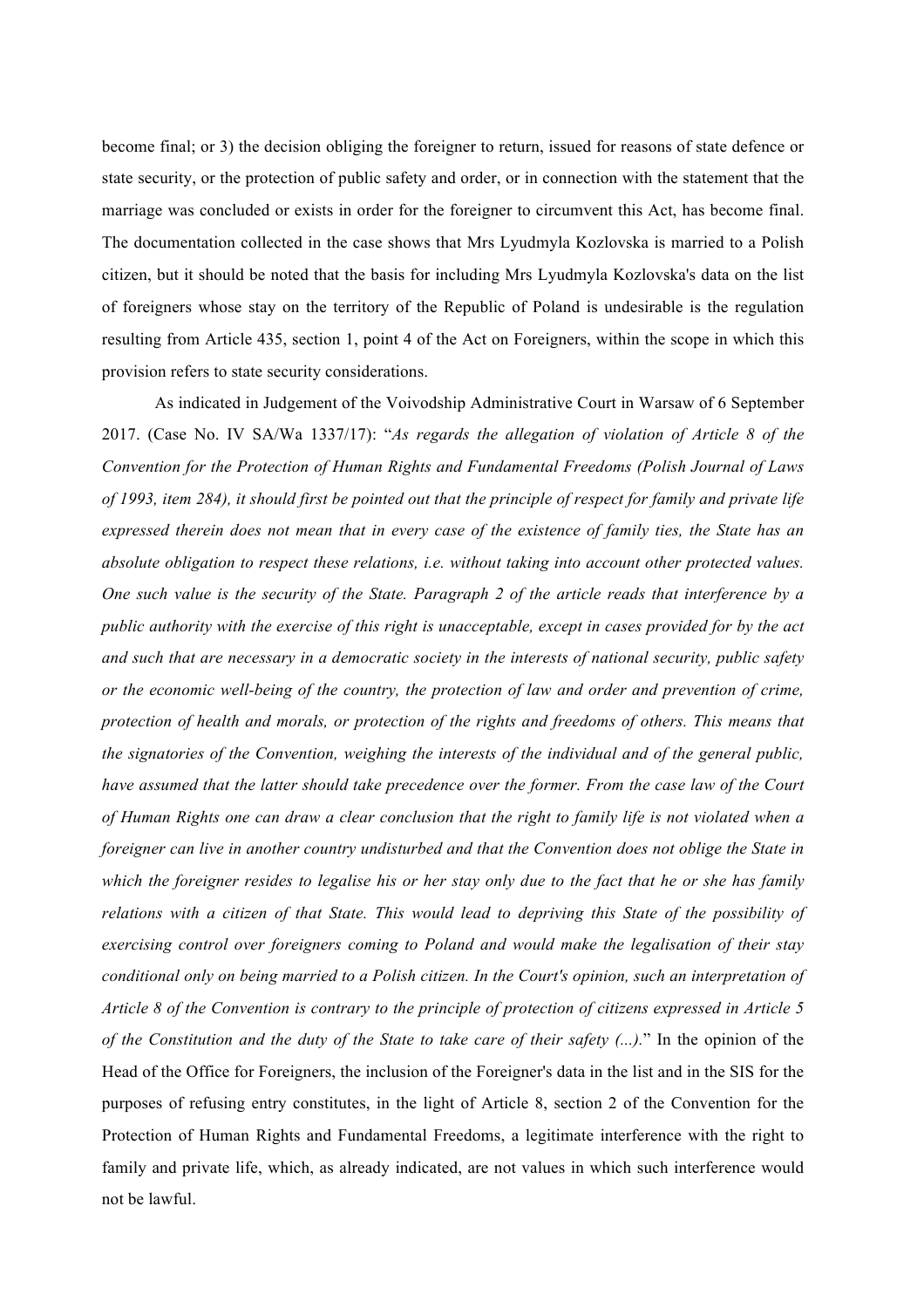become final; or 3) the decision obliging the foreigner to return, issued for reasons of state defence or state security, or the protection of public safety and order, or in connection with the statement that the marriage was concluded or exists in order for the foreigner to circumvent this Act, has become final. The documentation collected in the case shows that Mrs Lyudmyla Kozlovska is married to a Polish citizen, but it should be noted that the basis for including Mrs Lyudmyla Kozlovska's data on the list of foreigners whose stay on the territory of the Republic of Poland is undesirable is the regulation resulting from Article 435, section 1, point 4 of the Act on Foreigners, within the scope in which this provision refers to state security considerations.

As indicated in Judgement of the Voivodship Administrative Court in Warsaw of 6 September 2017. (Case No. IV SA/Wa 1337/17): "*As regards the allegation of violation of Article 8 of the Convention for the Protection of Human Rights and Fundamental Freedoms (Polish Journal of Laws of 1993, item 284), it should first be pointed out that the principle of respect for family and private life expressed therein does not mean that in every case of the existence of family ties, the State has an absolute obligation to respect these relations, i.e. without taking into account other protected values. One such value is the security of the State. Paragraph 2 of the article reads that interference by a public authority with the exercise of this right is unacceptable, except in cases provided for by the act and such that are necessary in a democratic society in the interests of national security, public safety or the economic well-being of the country, the protection of law and order and prevention of crime, protection of health and morals, or protection of the rights and freedoms of others. This means that the signatories of the Convention, weighing the interests of the individual and of the general public, have assumed that the latter should take precedence over the former. From the case law of the Court of Human Rights one can draw a clear conclusion that the right to family life is not violated when a foreigner can live in another country undisturbed and that the Convention does not oblige the State in which the foreigner resides to legalise his or her stay only due to the fact that he or she has family relations with a citizen of that State. This would lead to depriving this State of the possibility of exercising control over foreigners coming to Poland and would make the legalisation of their stay conditional only on being married to a Polish citizen. In the Court's opinion, such an interpretation of Article 8 of the Convention is contrary to the principle of protection of citizens expressed in Article 5 of the Constitution and the duty of the State to take care of their safety (...).*" In the opinion of the Head of the Office for Foreigners, the inclusion of the Foreigner's data in the list and in the SIS for the purposes of refusing entry constitutes, in the light of Article 8, section 2 of the Convention for the Protection of Human Rights and Fundamental Freedoms, a legitimate interference with the right to family and private life, which, as already indicated, are not values in which such interference would not be lawful.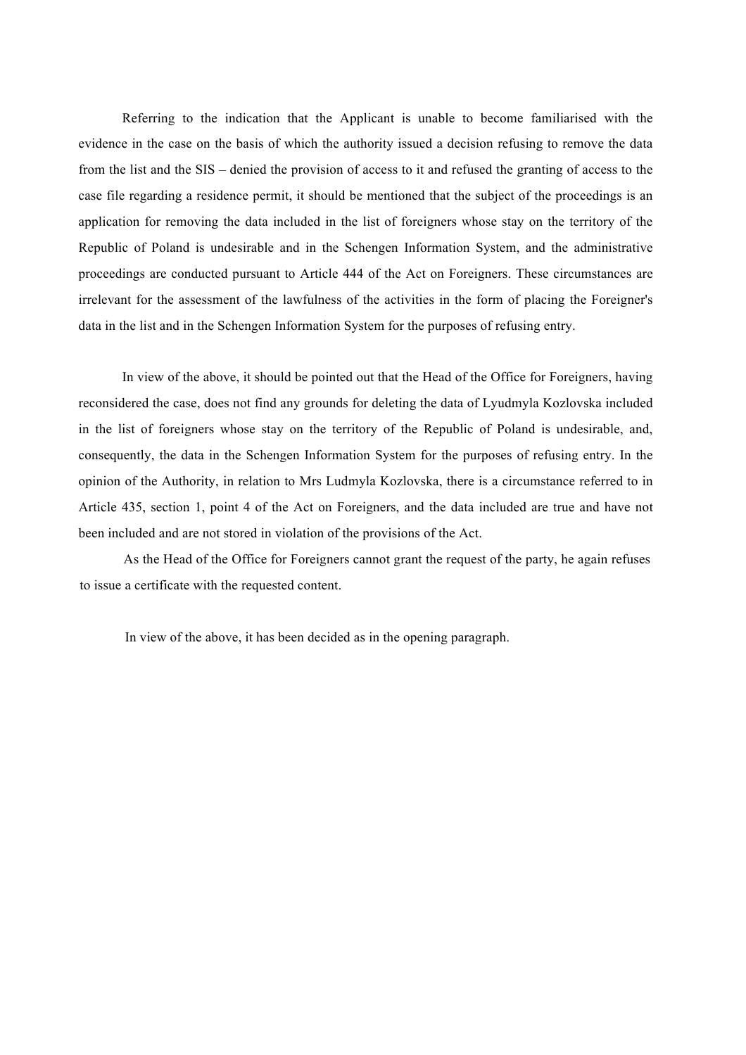Referring to the indication that the Applicant is unable to become familiarised with the evidence in the case on the basis of which the authority issued a decision refusing to remove the data from the list and the SIS – denied the provision of access to it and refused the granting of access to the case file regarding a residence permit, it should be mentioned that the subject of the proceedings is an application for removing the data included in the list of foreigners whose stay on the territory of the Republic of Poland is undesirable and in the Schengen Information System, and the administrative proceedings are conducted pursuant to Article 444 of the Act on Foreigners. These circumstances are irrelevant for the assessment of the lawfulness of the activities in the form of placing the Foreigner's data in the list and in the Schengen Information System for the purposes of refusing entry.

In view of the above, it should be pointed out that the Head of the Office for Foreigners, having reconsidered the case, does not find any grounds for deleting the data of Lyudmyla Kozlovska included in the list of foreigners whose stay on the territory of the Republic of Poland is undesirable, and, consequently, the data in the Schengen Information System for the purposes of refusing entry. In the opinion of the Authority, in relation to Mrs Ludmyla Kozlovska, there is a circumstance referred to in Article 435, section 1, point 4 of the Act on Foreigners, and the data included are true and have not been included and are not stored in violation of the provisions of the Act.

As the Head of the Office for Foreigners cannot grant the request of the party, he again refuses to issue a certificate with the requested content.

In view of the above, it has been decided as in the opening paragraph.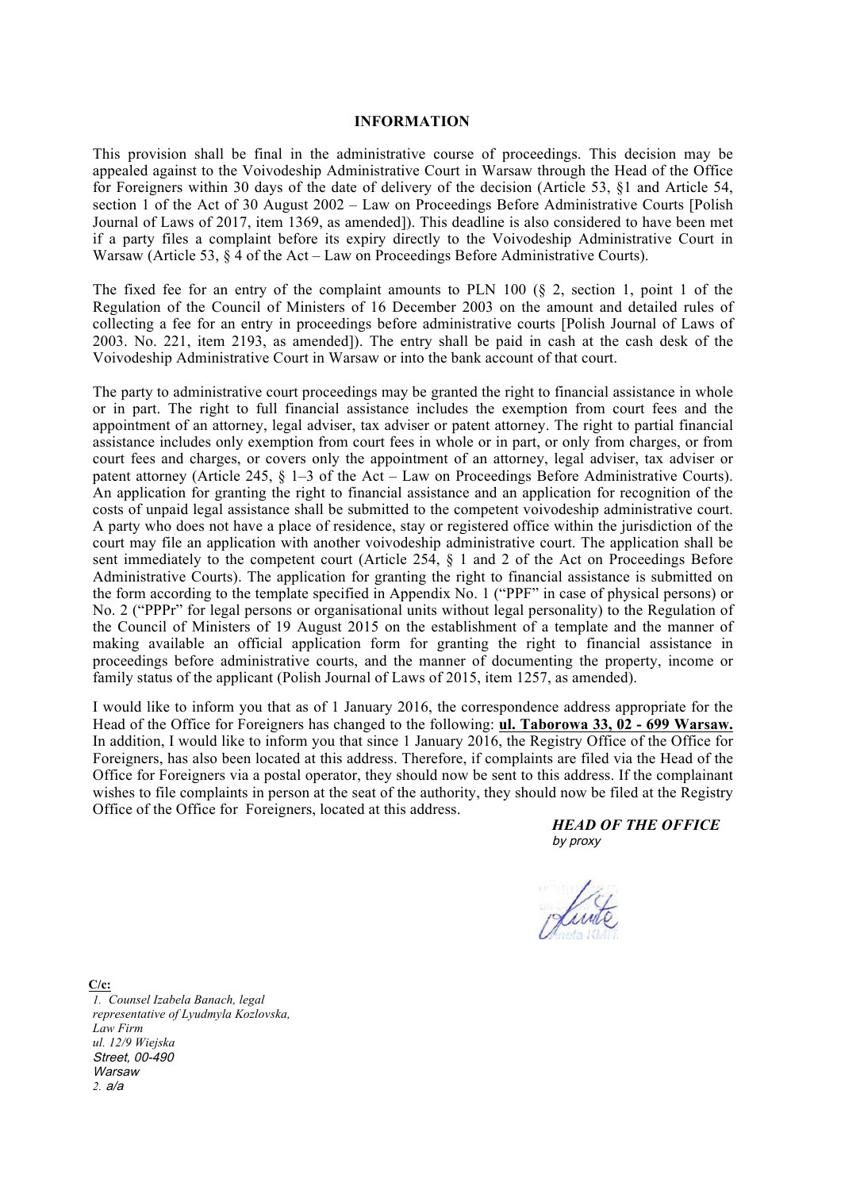**INFORMATION**

This provision shall be final in the administrative course of proceedings. This decision may be appealed against to the Voivodeship Administrative Court in Warsaw through the Head of the Office for Foreigners within 30 days of the date of delivery of the decision (Article 53, §1 and Article 54, section 1 of the Act of 30 August 2002 – Law on Proceedings Before Administrative Courts [Polish Journal of Laws of 2017, item 1369, as amended]). This deadline is also considered to have been met if a party files a complaint before its expiry directly to the Voivodeship Administrative Court in Warsaw (Article 53, § 4 of the Act – Law on Proceedings Before Administrative Courts).

The fixed fee for an entry of the complaint amounts to PLN 100 (§ 2, section 1, point 1 of the Regulation of the Council of Ministers of 16 December 2003 on the amount and detailed rules of collecting a fee for an entry in proceedings before administrative courts [Polish Journal of Laws of 2003. No. 221, item 2193, as amended]). The entry shall be paid in cash at the cash desk of the Voivodeship Administrative Court in Warsaw or into the bank account of that court.

The party to administrative court proceedings may be granted the right to financial assistance in whole or in part. The right to full financial assistance includes the exemption from court fees and the appointment of an attorney, legal adviser, tax adviser or patent attorney. The right to partial financial assistance includes only exemption from court fees in whole or in part, or only from charges, or from court fees and charges, or covers only the appointment of an attorney, legal adviser, tax adviser or patent attorney (Article 245, § 1–3 of the Act – Law on Proceedings Before Administrative Courts). An application for granting the right to financial assistance and an application for recognition of the costs of unpaid legal assistance shall be submitted to the competent voivodeship administrative court. A party who does not have a place of residence, stay or registered office within the jurisdiction of the court may file an application with another voivodeship administrative court. The application shall be sent immediately to the competent court (Article 254, § 1 and 2 of the Act on Proceedings Before Administrative Courts). The application for granting the right to financial assistance is submitted on the form according to the template specified in Appendix No. 1 ("PPF" in case of physical persons) or No. 2 ("PPPr" for legal persons or organisational units without legal personality) to the Regulation of the Council of Ministers of 19 August 2015 on the establishment of a template and the manner of making available an official application form for granting the right to financial assistance in proceedings before administrative courts, and the manner of documenting the property, income or family status of the applicant (Polish Journal of Laws of 2015, item 1257, as amended).

I would like to inform you that as of 1 January 2016, the correspondence address appropriate for the Head of the Office for Foreigners has changed to the following: **ul. Taborowa 33, 02 - 699 Warsaw.** In addition, I would like to inform you that since 1 January 2016, the Registry Office of the Office for Foreigners, has also been located at this address. Therefore, if complaints are filed via the Head of the Office for Foreigners via a postal operator, they should now be sent to this address. If the complainant wishes to file complaints in person at the seat of the authority, they should now be filed at the Registry Office of the Office for Foreigners, located at this address.

***HEAD OF THE OFFICE***
*by proxy*

**C/c:**

1. *Counsel Izabela Banach, legal representative of Lyudmyla Kozlovska, Law Firm ul. 12/9 Wiejska Street, 00-490 Warsaw*
2. *a/a*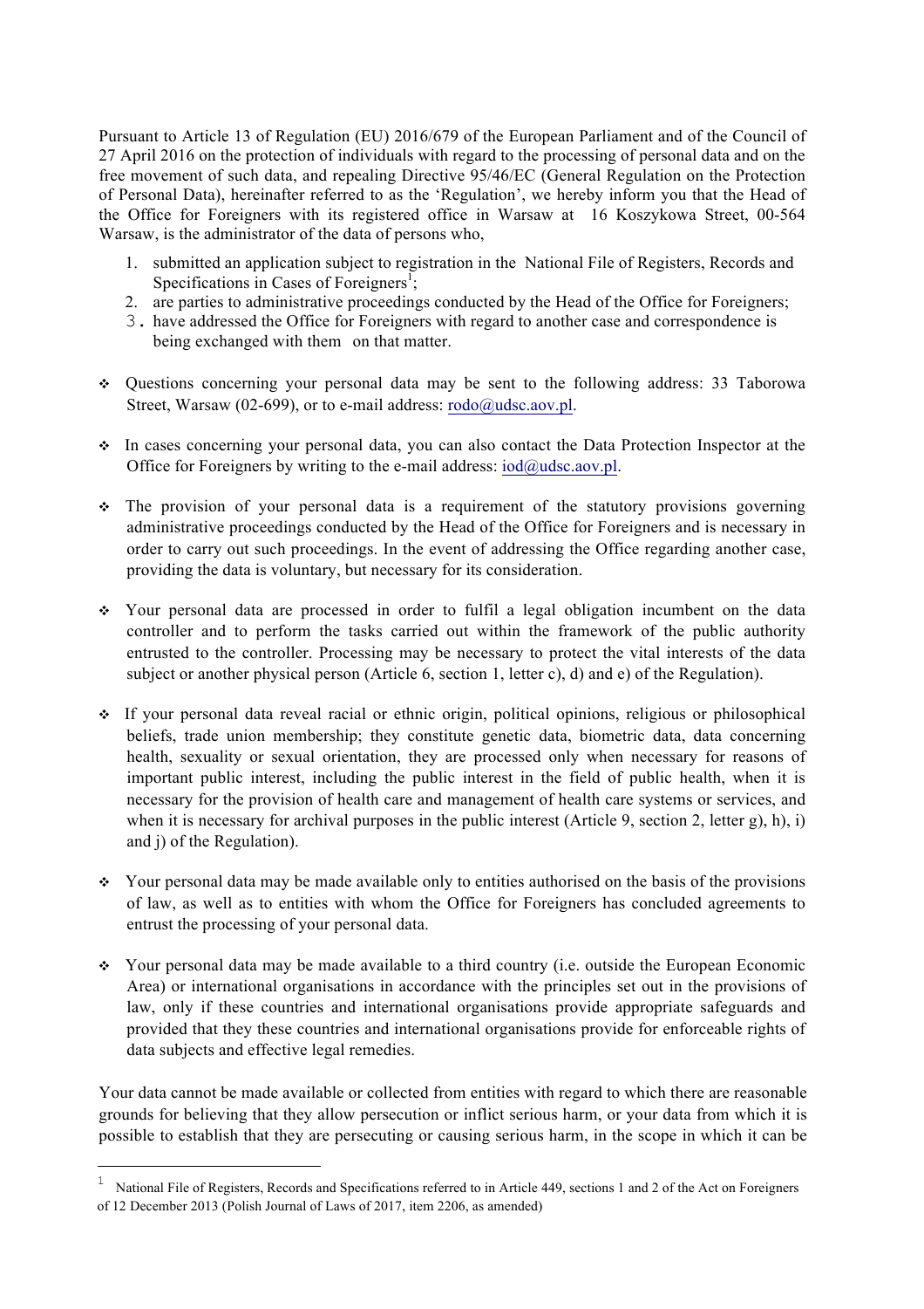Pursuant to Article 13 of Regulation (EU) 2016/679 of the European Parliament and of the Council of 27 April 2016 on the protection of individuals with regard to the processing of personal data and on the free movement of such data, and repealing Directive 95/46/EC (General Regulation on the Protection of Personal Data), hereinafter referred to as the 'Regulation', we hereby inform you that the Head of the Office for Foreigners with its registered office in Warsaw at 16 Koszykowa Street, 00-564 Warsaw, is the administrator of the data of persons who,

1. submitted an application subject to registration in the National File of Registers, Records and Specifications in Cases of Foreigners[1];
2. are parties to administrative proceedings conducted by the Head of the Office for Foreigners;
3. have addressed the Office for Foreigners with regard to another case and correspondence is being exchanged with them on that matter.

- Questions concerning your personal data may be sent to the following address: 33 Taborowa Street, Warsaw (02-699), or to e-mail address: rodo@udsc.aov.pl.

- In cases concerning your personal data, you can also contact the Data Protection Inspector at the Office for Foreigners by writing to the e-mail address: iod@udsc.aov.pl.

- The provision of your personal data is a requirement of the statutory provisions governing administrative proceedings conducted by the Head of the Office for Foreigners and is necessary in order to carry out such proceedings. In the event of addressing the Office regarding another case, providing the data is voluntary, but necessary for its consideration.

- Your personal data are processed in order to fulfil a legal obligation incumbent on the data controller and to perform the tasks carried out within the framework of the public authority entrusted to the controller. Processing may be necessary to protect the vital interests of the data subject or another physical person (Article 6, section 1, letter c), d) and e) of the Regulation).

- If your personal data reveal racial or ethnic origin, political opinions, religious or philosophical beliefs, trade union membership; they constitute genetic data, biometric data, data concerning health, sexuality or sexual orientation, they are processed only when necessary for reasons of important public interest, including the public interest in the field of public health, when it is necessary for the provision of health care and management of health care systems or services, and when it is necessary for archival purposes in the public interest (Article 9, section 2, letter g), h), i) and j) of the Regulation).

- Your personal data may be made available only to entities authorised on the basis of the provisions of law, as well as to entities with whom the Office for Foreigners has concluded agreements to entrust the processing of your personal data.

- Your personal data may be made available to a third country (i.e. outside the European Economic Area) or international organisations in accordance with the principles set out in the provisions of law, only if these countries and international organisations provide appropriate safeguards and provided that they these countries and international organisations provide for enforceable rights of data subjects and effective legal remedies.

Your data cannot be made available or collected from entities with regard to which there are reasonable grounds for believing that they allow persecution or inflict serious harm, or your data from which it is possible to establish that they are persecuting or causing serious harm, in the scope in which it can be

[1] National File of Registers, Records and Specifications referred to in Article 449, sections 1 and 2 of the Act on Foreigners of 12 December 2013 (Polish Journal of Laws of 2017, item 2206, as amended)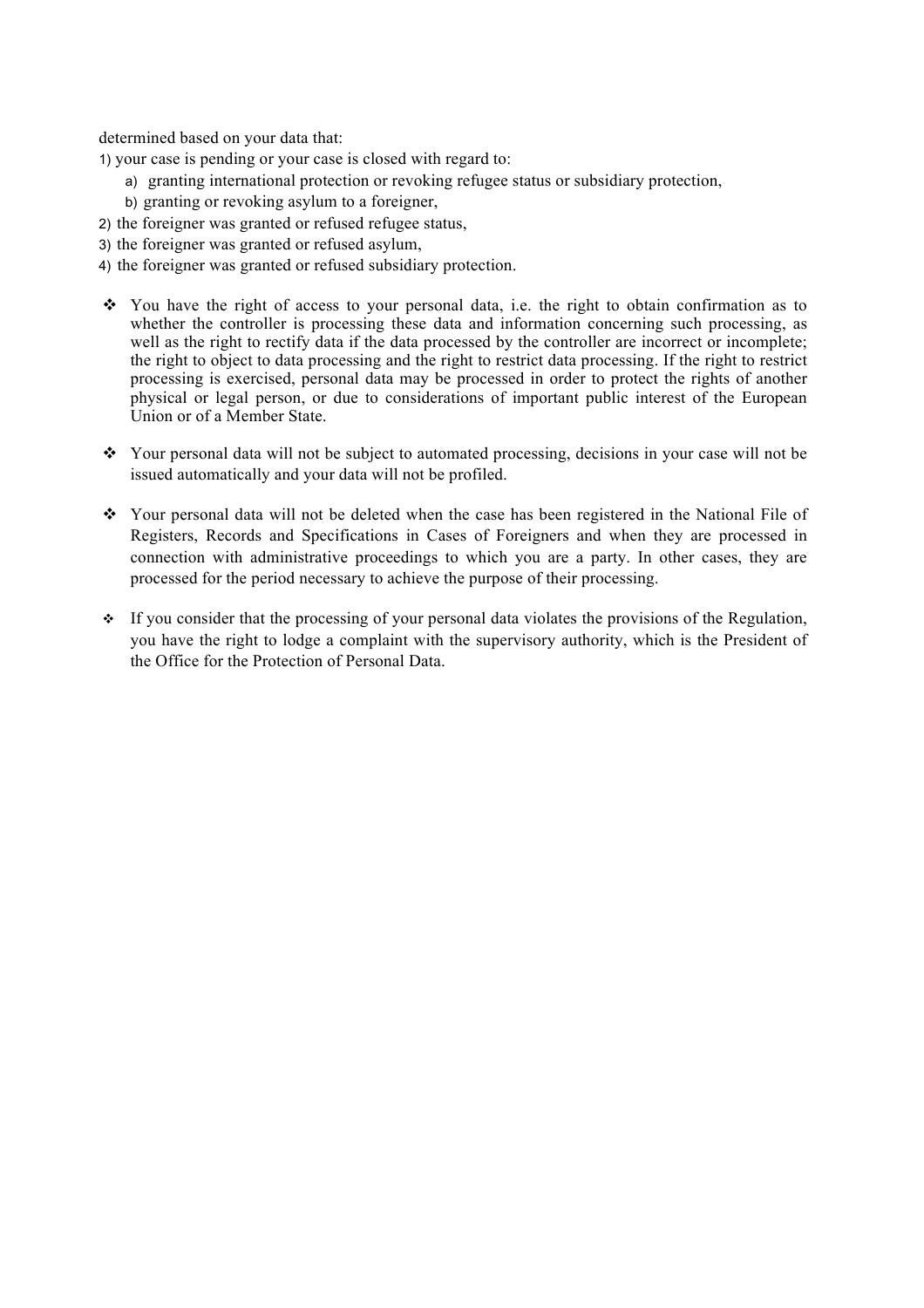determined based on your data that:

1) your case is pending or your case is closed with regard to:
   a) granting international protection or revoking refugee status or subsidiary protection,
   b) granting or revoking asylum to a foreigner,
2) the foreigner was granted or refused refugee status,
3) the foreigner was granted or refused asylum,
4) the foreigner was granted or refused subsidiary protection.

- You have the right of access to your personal data, i.e. the right to obtain confirmation as to whether the controller is processing these data and information concerning such processing, as well as the right to rectify data if the data processed by the controller are incorrect or incomplete; the right to object to data processing and the right to restrict data processing. If the right to restrict processing is exercised, personal data may be processed in order to protect the rights of another physical or legal person, or due to considerations of important public interest of the European Union or of a Member State.

- Your personal data will not be subject to automated processing, decisions in your case will not be issued automatically and your data will not be profiled.

- Your personal data will not be deleted when the case has been registered in the National File of Registers, Records and Specifications in Cases of Foreigners and when they are processed in connection with administrative proceedings to which you are a party. In other cases, they are processed for the period necessary to achieve the purpose of their processing.

- If you consider that the processing of your personal data violates the provisions of the Regulation, you have the right to lodge a complaint with the supervisory authority, which is the President of the Office for the Protection of Personal Data.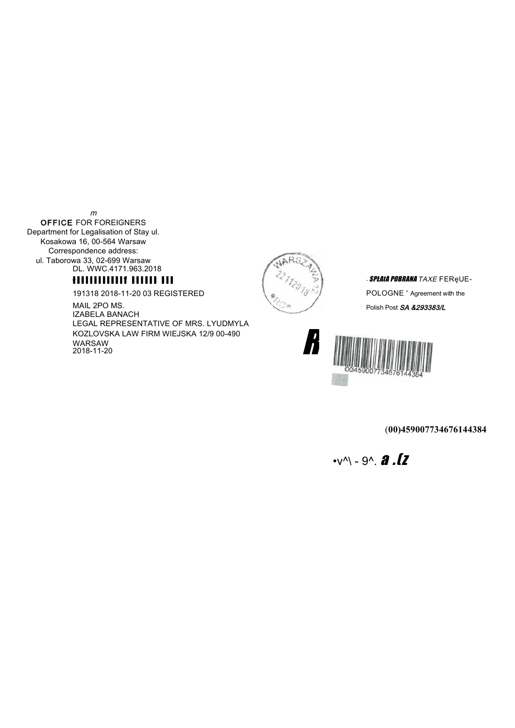*m*

OFFICE FOR FOREIGNERS
Department for Legalisation of Stay ul.
Kosakowa 16, 00-564 Warsaw
Correspondence address:
ul. Taborowa 33, 02-699 Warsaw
DL. WWC.4171.963.2018

191318 2018-11-20 03 REGISTERED
MAIL 2PO MS.
IZABELA BANACH
LEGAL REPRESENTATIVE OF MRS. LYUDMYLA
KOZLOVSKA LAW FIRM WIEJSKA 12/9 00-490
WARSAW
2018-11-20

WARSZAWA 12
22.11.2018
*RC*

- ***SPŁAtA POBRANA*** *TAXE* FERęUE-
POLOGNE ' Agreement with the
Polish Post ***SA &293383/L***

***R***

(00)459007734676144384

**(00)459007734676144384**

•v^\ - 9^. ***a .(z***